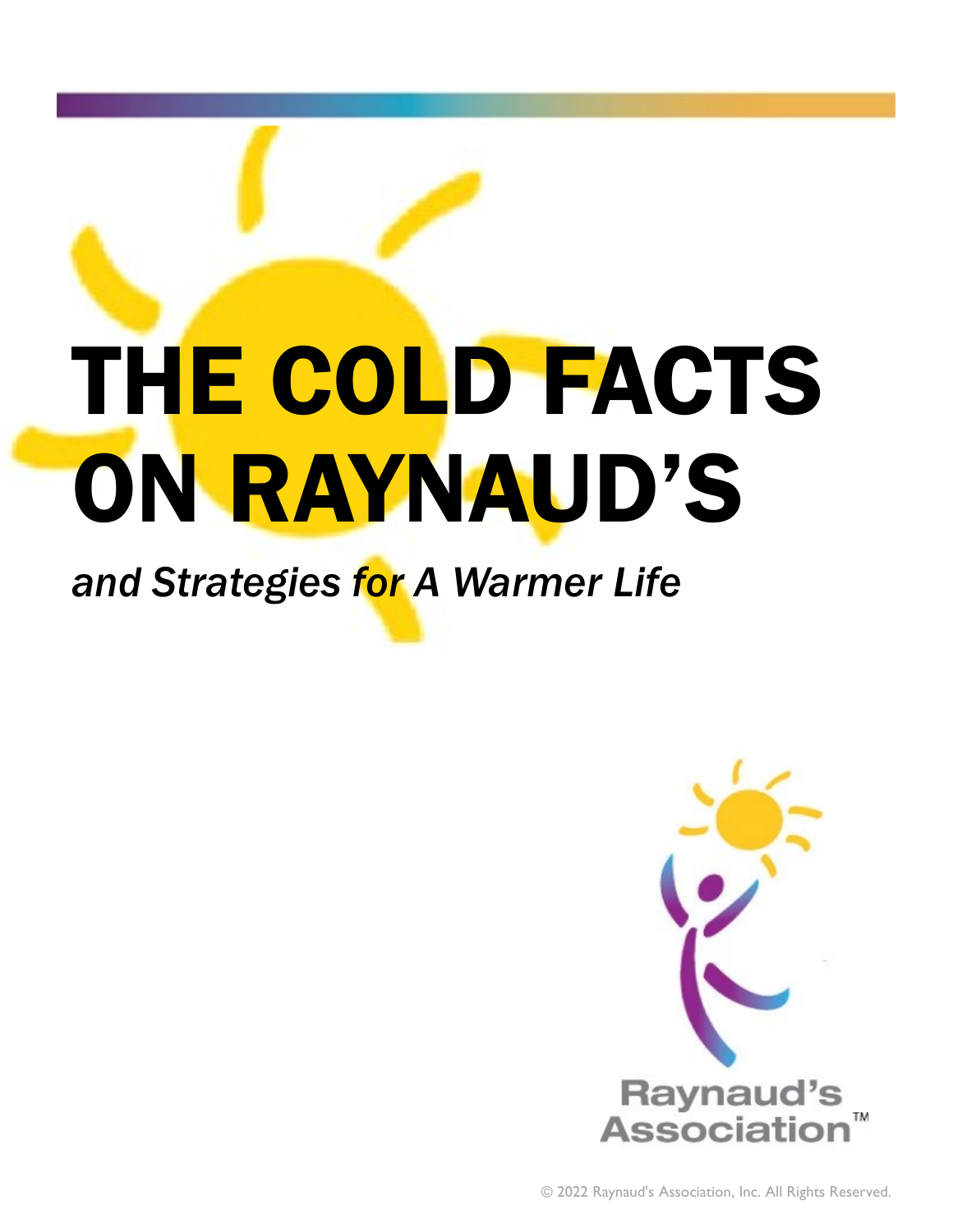# THE COLD FACTS ON RAYNAUD'S

*and Strategies for A Warmer Life*

Raynaud's Association™

© 2022 Raynaud's Association, Inc. All Rights Reserved.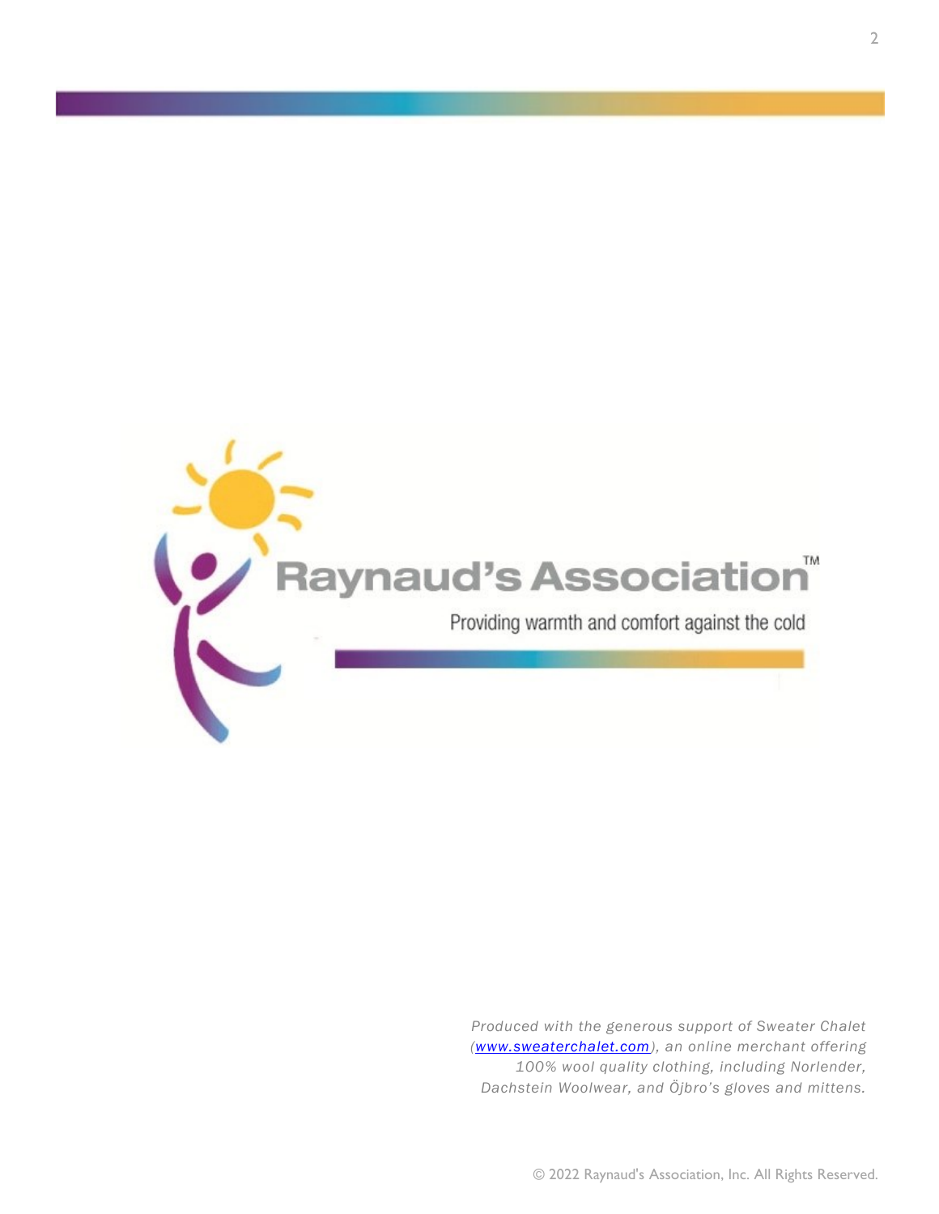Raynaud's Association™

Providing warmth and comfort against the cold

*Produced with the generous support of Sweater Chalet ([www.sweaterchalet.com](http://www.sweaterchalet.com)), an online merchant offering 100% wool quality clothing, including Norlender, Dachstein Woolwear, and Öjbro's gloves and mittens.*

© 2022 Raynaud's Association, Inc. All Rights Reserved.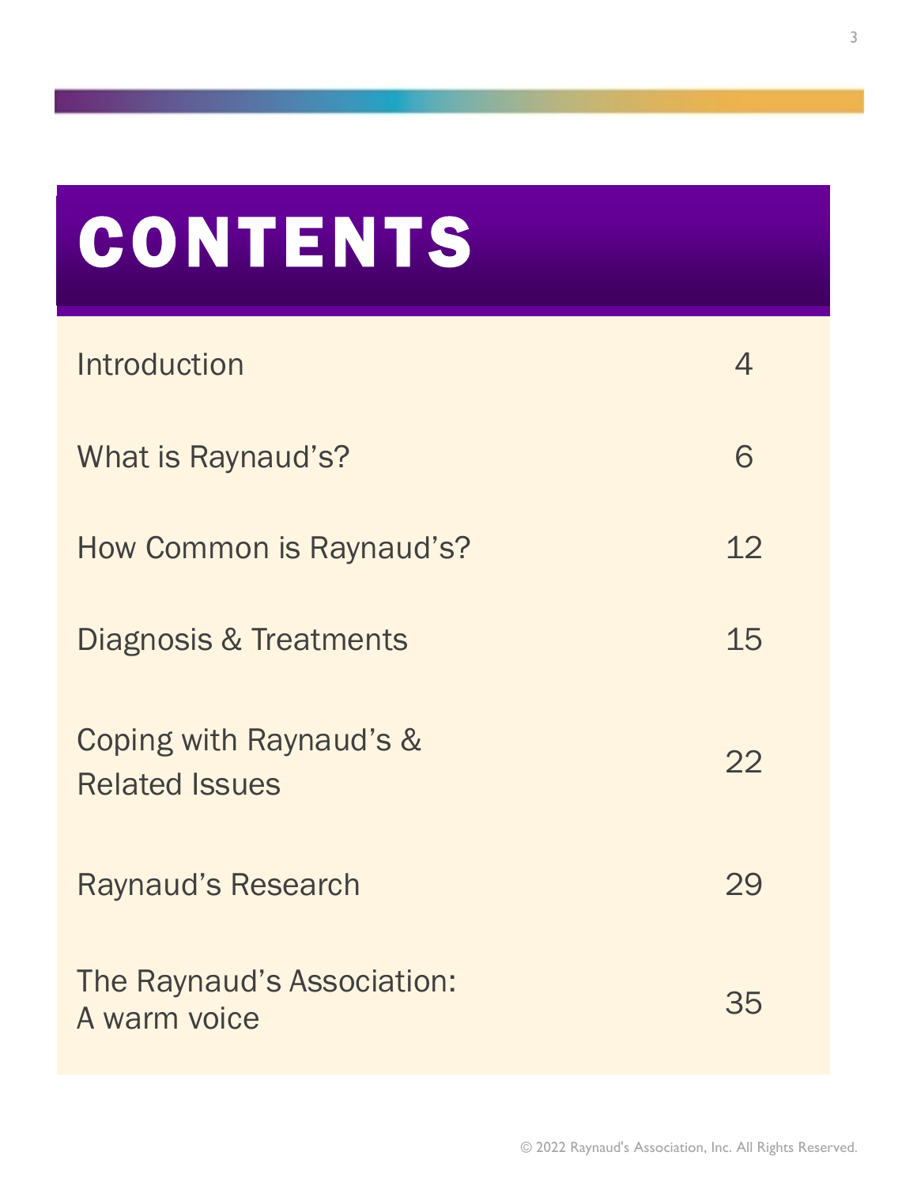# CONTENTS

| | |
|---|---|
| Introduction | 4 |
| What is Raynaud's? | 6 |
| How Common is Raynaud's? | 12 |
| Diagnosis & Treatments | 15 |
| Coping with Raynaud's & Related Issues | 22 |
| Raynaud's Research | 29 |
| The Raynaud's Association: A warm voice | 35 |

© 2022 Raynaud's Association, Inc. All Rights Reserved.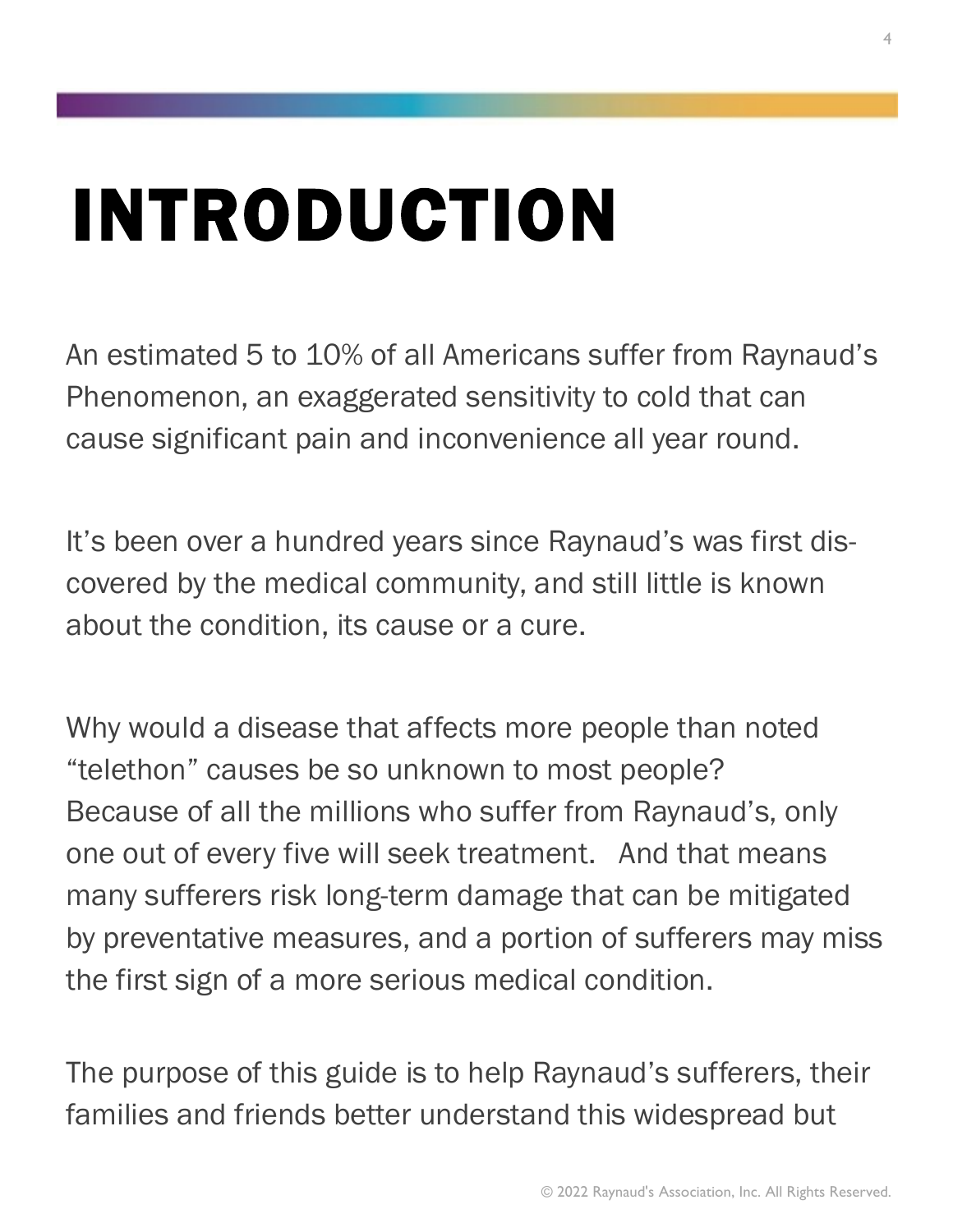# INTRODUCTION

An estimated 5 to 10% of all Americans suffer from Raynaud's Phenomenon, an exaggerated sensitivity to cold that can cause significant pain and inconvenience all year round.

It's been over a hundred years since Raynaud's was first discovered by the medical community, and still little is known about the condition, its cause or a cure.

Why would a disease that affects more people than noted "telethon" causes be so unknown to most people? Because of all the millions who suffer from Raynaud's, only one out of every five will seek treatment. And that means many sufferers risk long-term damage that can be mitigated by preventative measures, and a portion of sufferers may miss the first sign of a more serious medical condition.

The purpose of this guide is to help Raynaud's sufferers, their families and friends better understand this widespread but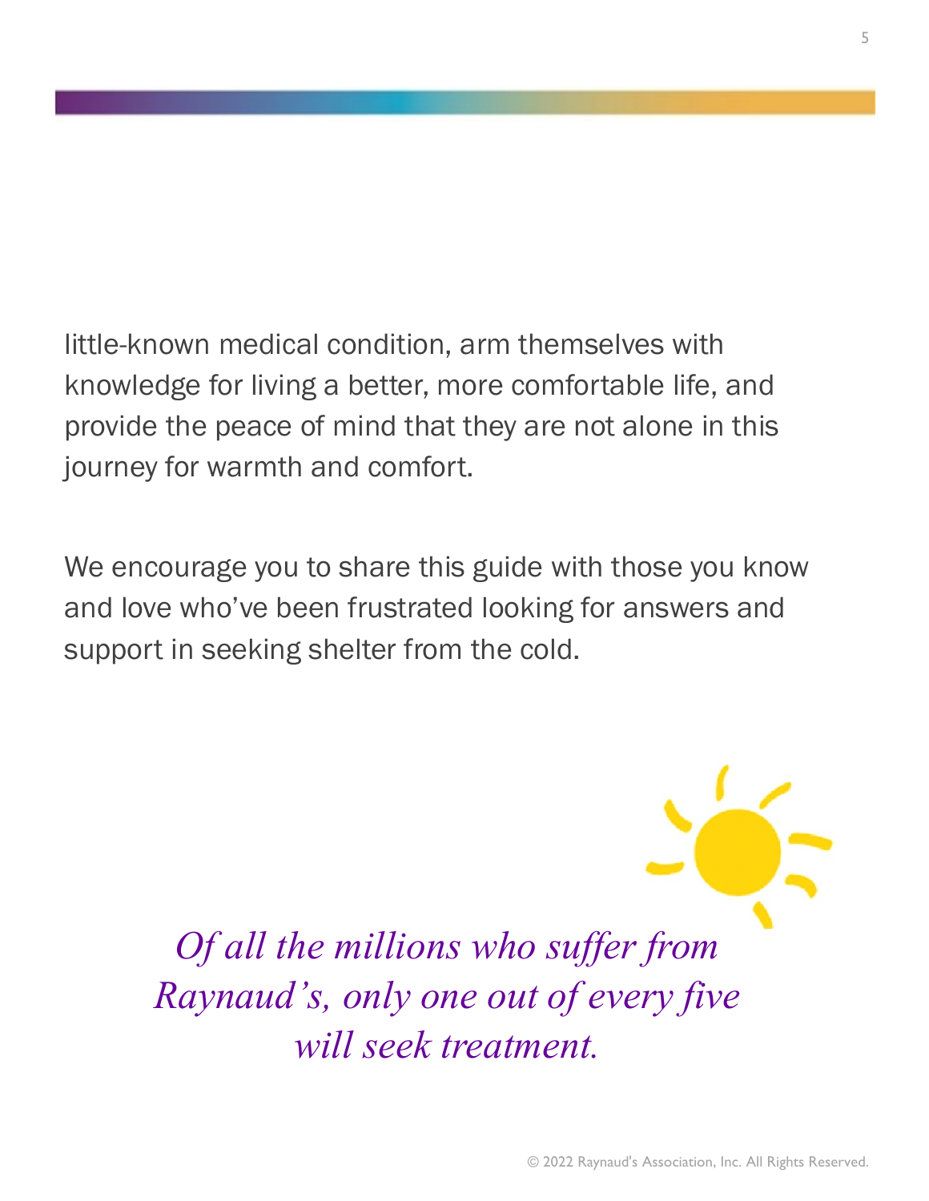little-known medical condition, arm themselves with knowledge for living a better, more comfortable life, and provide the peace of mind that they are not alone in this journey for warmth and comfort.

We encourage you to share this guide with those you know and love who've been frustrated looking for answers and support in seeking shelter from the cold.

*Of all the millions who suffer from Raynaud's, only one out of every five will seek treatment.*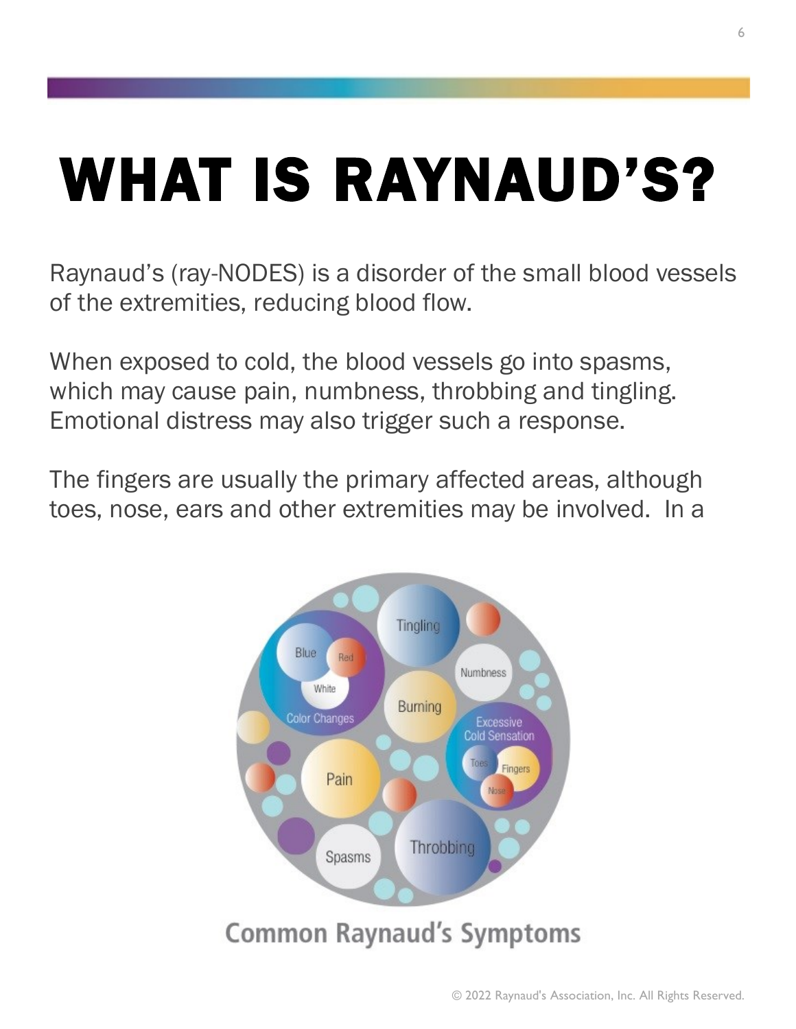# WHAT IS RAYNAUD'S?

Raynaud's (ray-NODES) is a disorder of the small blood vessels of the extremities, reducing blood flow.

When exposed to cold, the blood vessels go into spasms, which may cause pain, numbness, throbbing and tingling. Emotional distress may also trigger such a response.

The fingers are usually the primary affected areas, although toes, nose, ears and other extremities may be involved. In a

Common Raynaud's Symptoms

© 2022 Raynaud's Association, Inc. All Rights Reserved.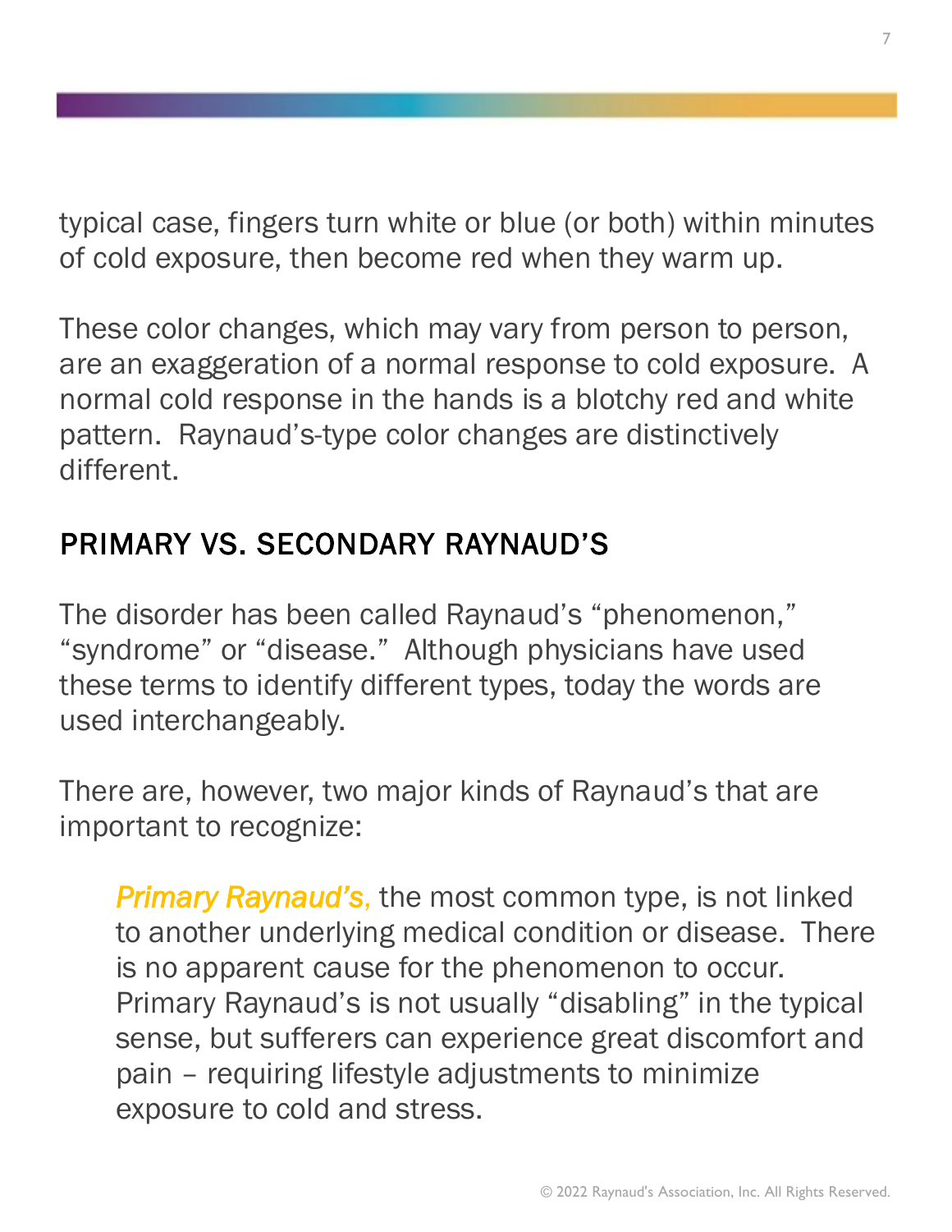typical case, fingers turn white or blue (or both) within minutes of cold exposure, then become red when they warm up.

These color changes, which may vary from person to person, are an exaggeration of a normal response to cold exposure. A normal cold response in the hands is a blotchy red and white pattern. Raynaud's-type color changes are distinctively different.

## PRIMARY VS. SECONDARY RAYNAUD'S

The disorder has been called Raynaud's "phenomenon," "syndrome" or "disease." Although physicians have used these terms to identify different types, today the words are used interchangeably.

There are, however, two major kinds of Raynaud's that are important to recognize:

> ***Primary Raynaud's,*** the most common type, is not linked to another underlying medical condition or disease. There is no apparent cause for the phenomenon to occur. Primary Raynaud's is not usually "disabling" in the typical sense, but sufferers can experience great discomfort and pain – requiring lifestyle adjustments to minimize exposure to cold and stress.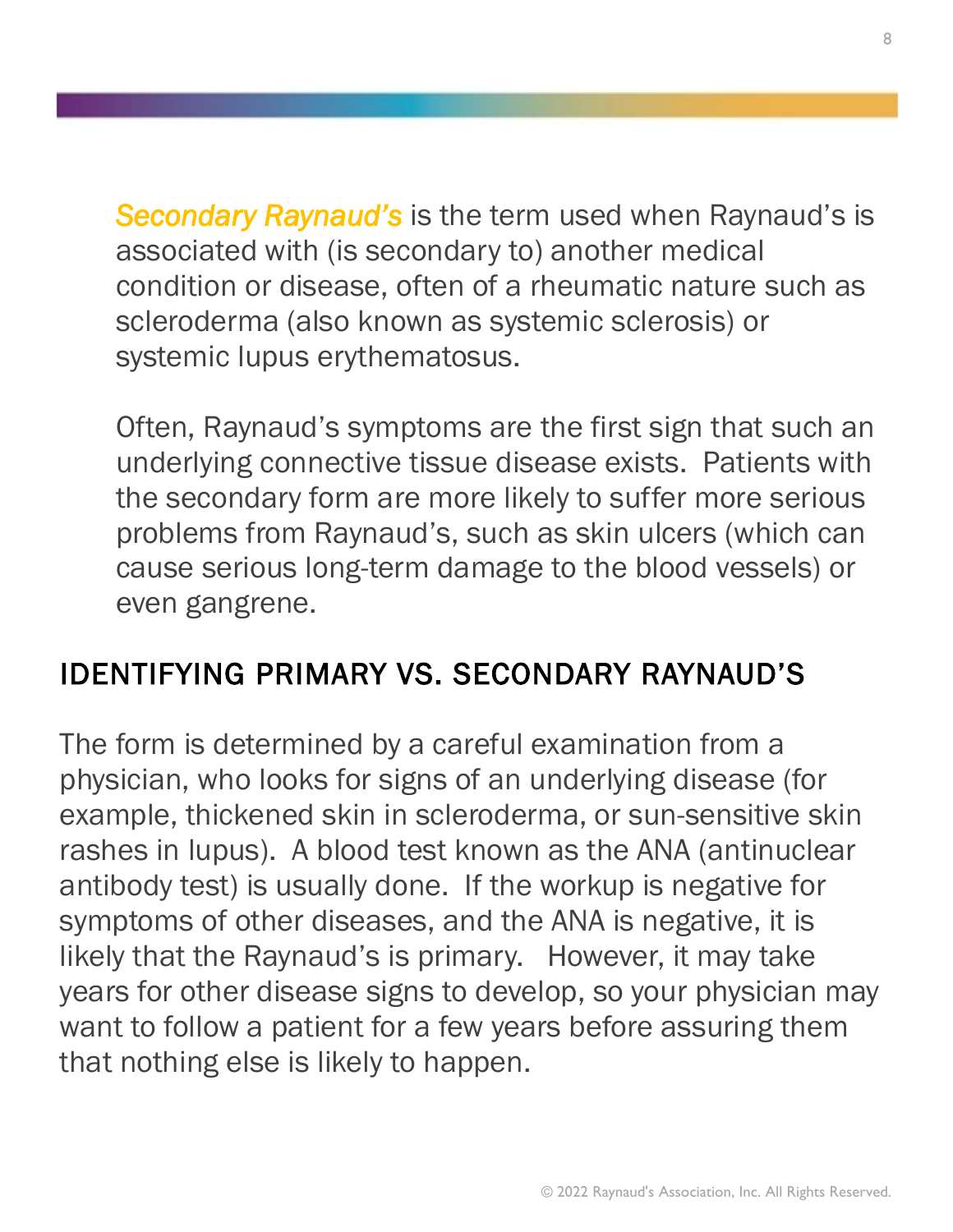***Secondary Raynaud's*** is the term used when Raynaud's is associated with (is secondary to) another medical condition or disease, often of a rheumatic nature such as scleroderma (also known as systemic sclerosis) or systemic lupus erythematosus.

Often, Raynaud's symptoms are the first sign that such an underlying connective tissue disease exists. Patients with the secondary form are more likely to suffer more serious problems from Raynaud's, such as skin ulcers (which can cause serious long-term damage to the blood vessels) or even gangrene.

## IDENTIFYING PRIMARY VS. SECONDARY RAYNAUD'S

The form is determined by a careful examination from a physician, who looks for signs of an underlying disease (for example, thickened skin in scleroderma, or sun-sensitive skin rashes in lupus). A blood test known as the ANA (antinuclear antibody test) is usually done. If the workup is negative for symptoms of other diseases, and the ANA is negative, it is likely that the Raynaud's is primary. However, it may take years for other disease signs to develop, so your physician may want to follow a patient for a few years before assuring them that nothing else is likely to happen.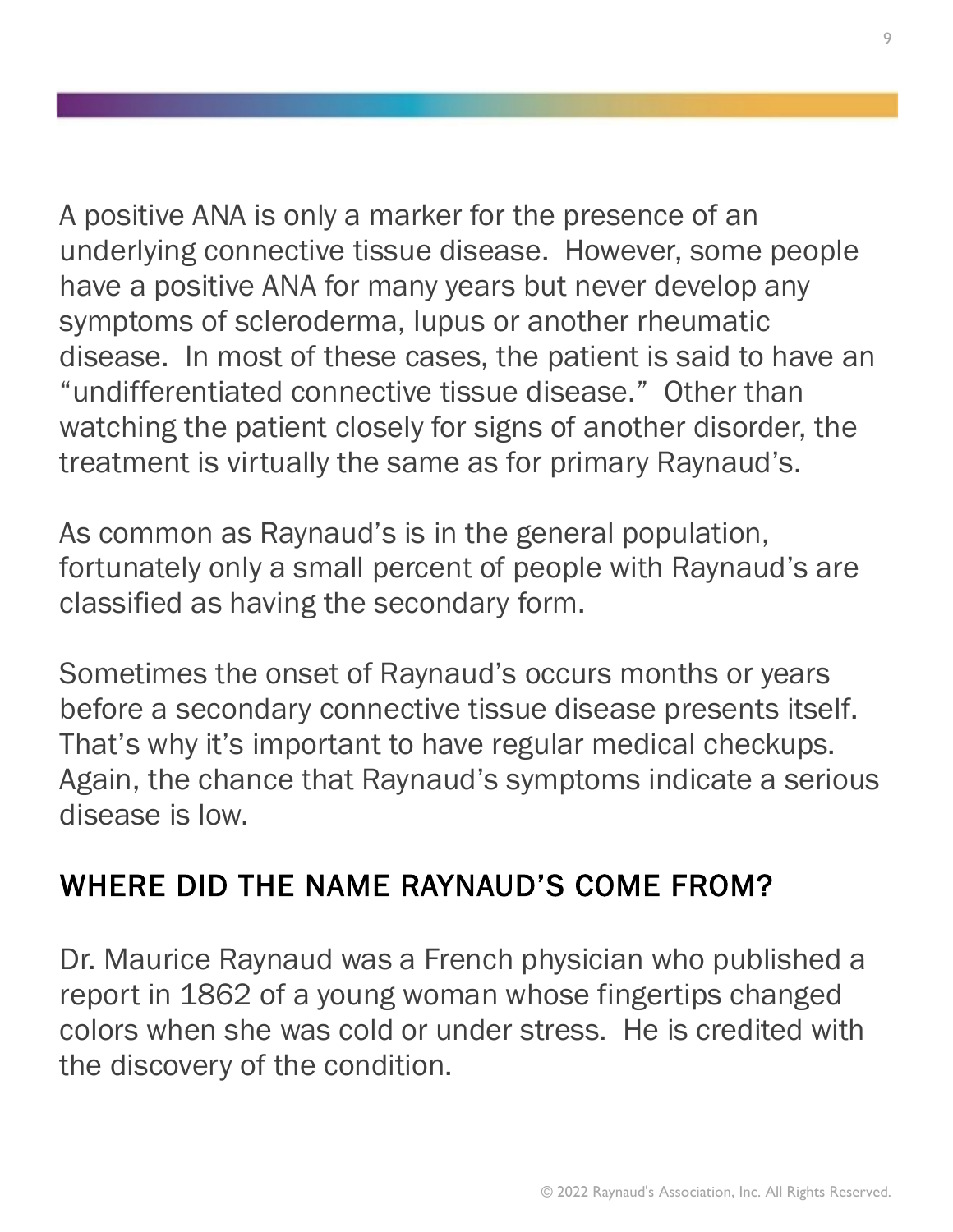A positive ANA is only a marker for the presence of an underlying connective tissue disease. However, some people have a positive ANA for many years but never develop any symptoms of scleroderma, lupus or another rheumatic disease. In most of these cases, the patient is said to have an "undifferentiated connective tissue disease." Other than watching the patient closely for signs of another disorder, the treatment is virtually the same as for primary Raynaud's.

As common as Raynaud's is in the general population, fortunately only a small percent of people with Raynaud's are classified as having the secondary form.

Sometimes the onset of Raynaud's occurs months or years before a secondary connective tissue disease presents itself. That's why it's important to have regular medical checkups. Again, the chance that Raynaud's symptoms indicate a serious disease is low.

## WHERE DID THE NAME RAYNAUD'S COME FROM?

Dr. Maurice Raynaud was a French physician who published a report in 1862 of a young woman whose fingertips changed colors when she was cold or under stress. He is credited with the discovery of the condition.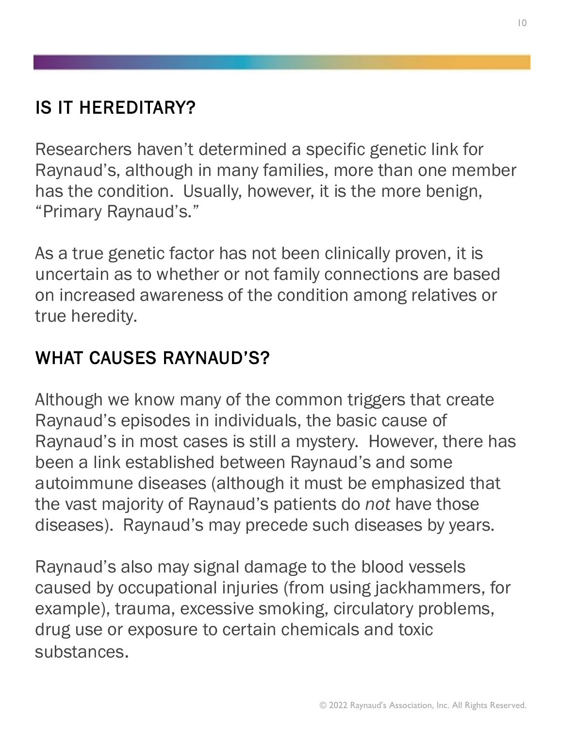## IS IT HEREDITARY?

Researchers haven't determined a specific genetic link for Raynaud's, although in many families, more than one member has the condition. Usually, however, it is the more benign, "Primary Raynaud's."

As a true genetic factor has not been clinically proven, it is uncertain as to whether or not family connections are based on increased awareness of the condition among relatives or true heredity.

## WHAT CAUSES RAYNAUD'S?

Although we know many of the common triggers that create Raynaud's episodes in individuals, the basic cause of Raynaud's in most cases is still a mystery. However, there has been a link established between Raynaud's and some autoimmune diseases (although it must be emphasized that the vast majority of Raynaud's patients do *not* have those diseases). Raynaud's may precede such diseases by years.

Raynaud's also may signal damage to the blood vessels caused by occupational injuries (from using jackhammers, for example), trauma, excessive smoking, circulatory problems, drug use or exposure to certain chemicals and toxic substances.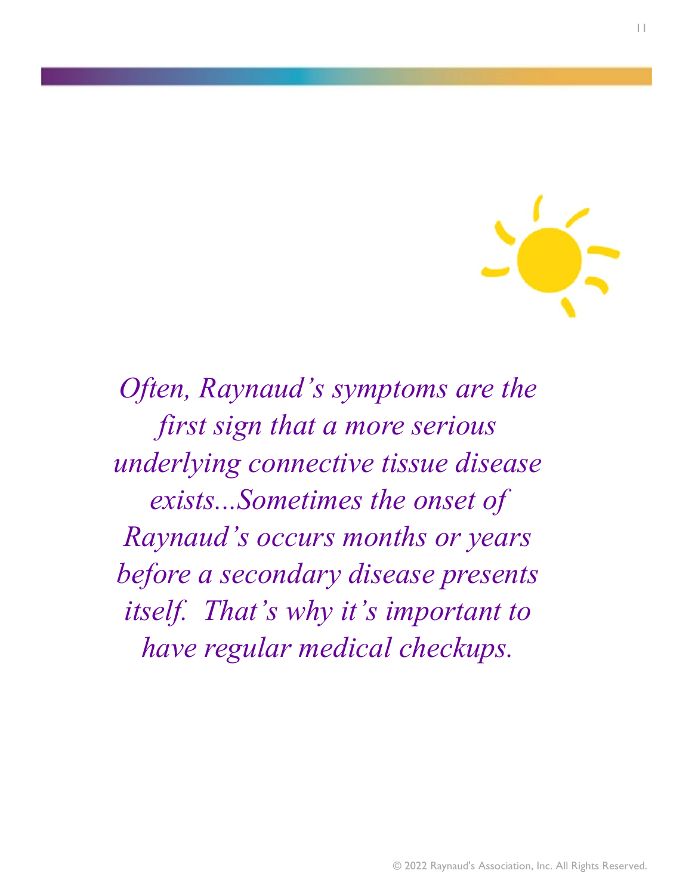*Often, Raynaud's symptoms are the first sign that a more serious underlying connective tissue disease exists...Sometimes the onset of Raynaud's occurs months or years before a secondary disease presents itself. That's why it's important to have regular medical checkups.*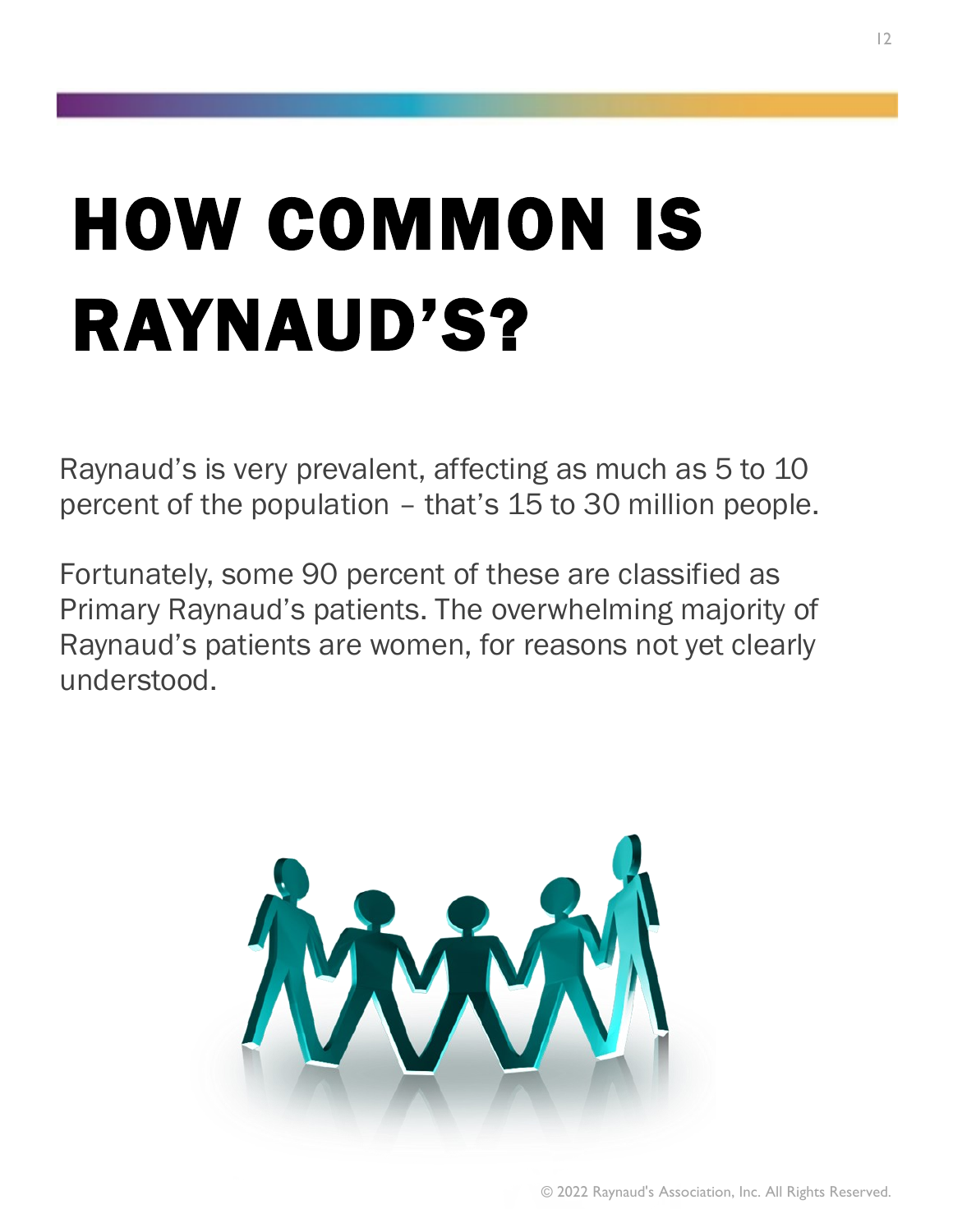# HOW COMMON IS RAYNAUD'S?

Raynaud's is very prevalent, affecting as much as 5 to 10 percent of the population – that's 15 to 30 million people.

Fortunately, some 90 percent of these are classified as Primary Raynaud's patients. The overwhelming majority of Raynaud's patients are women, for reasons not yet clearly understood.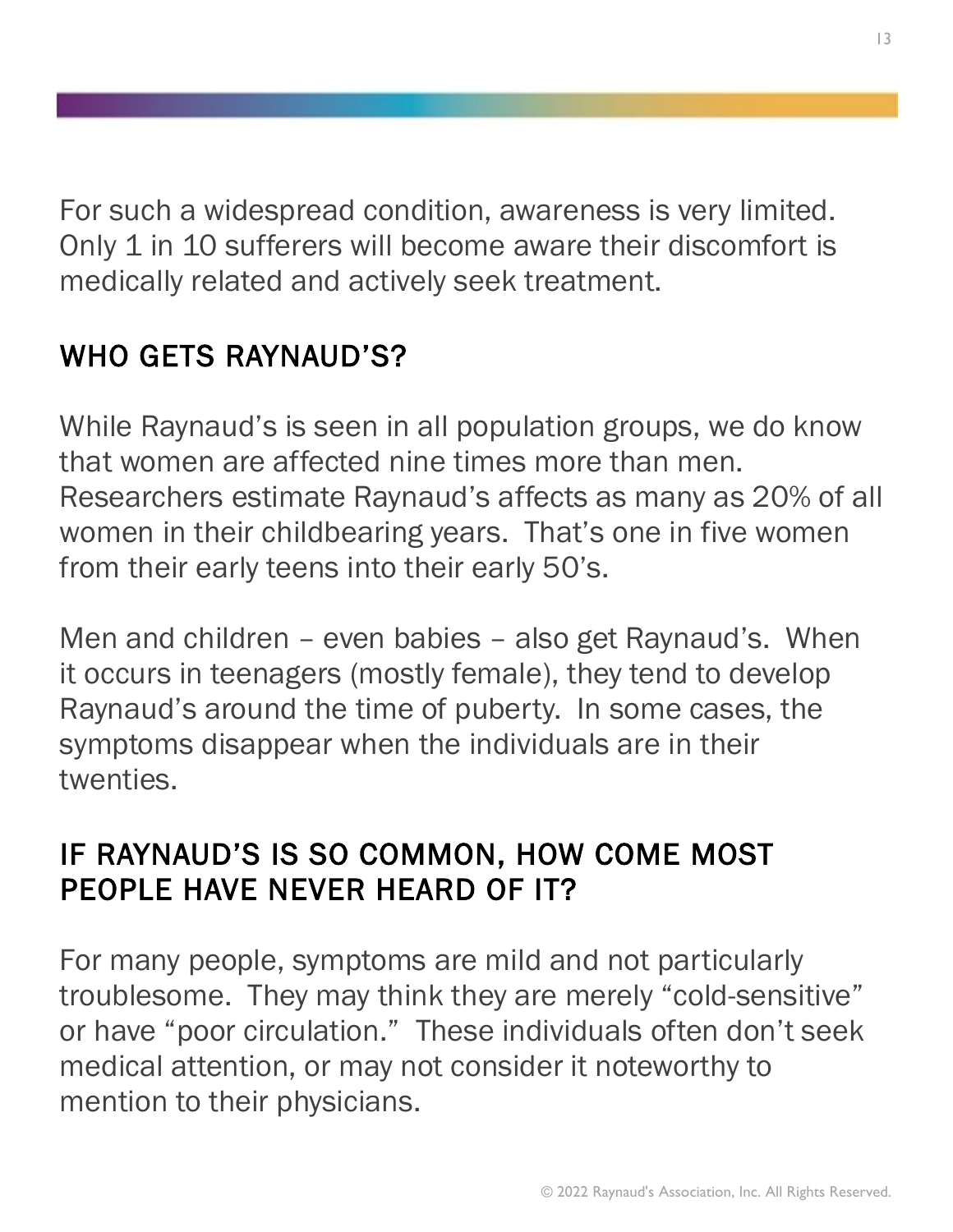For such a widespread condition, awareness is very limited. Only 1 in 10 sufferers will become aware their discomfort is medically related and actively seek treatment.

## WHO GETS RAYNAUD'S?

While Raynaud's is seen in all population groups, we do know that women are affected nine times more than men. Researchers estimate Raynaud's affects as many as 20% of all women in their childbearing years. That's one in five women from their early teens into their early 50's.

Men and children – even babies – also get Raynaud's. When it occurs in teenagers (mostly female), they tend to develop Raynaud's around the time of puberty. In some cases, the symptoms disappear when the individuals are in their twenties.

## IF RAYNAUD'S IS SO COMMON, HOW COME MOST PEOPLE HAVE NEVER HEARD OF IT?

For many people, symptoms are mild and not particularly troublesome. They may think they are merely "cold-sensitive" or have "poor circulation." These individuals often don't seek medical attention, or may not consider it noteworthy to mention to their physicians.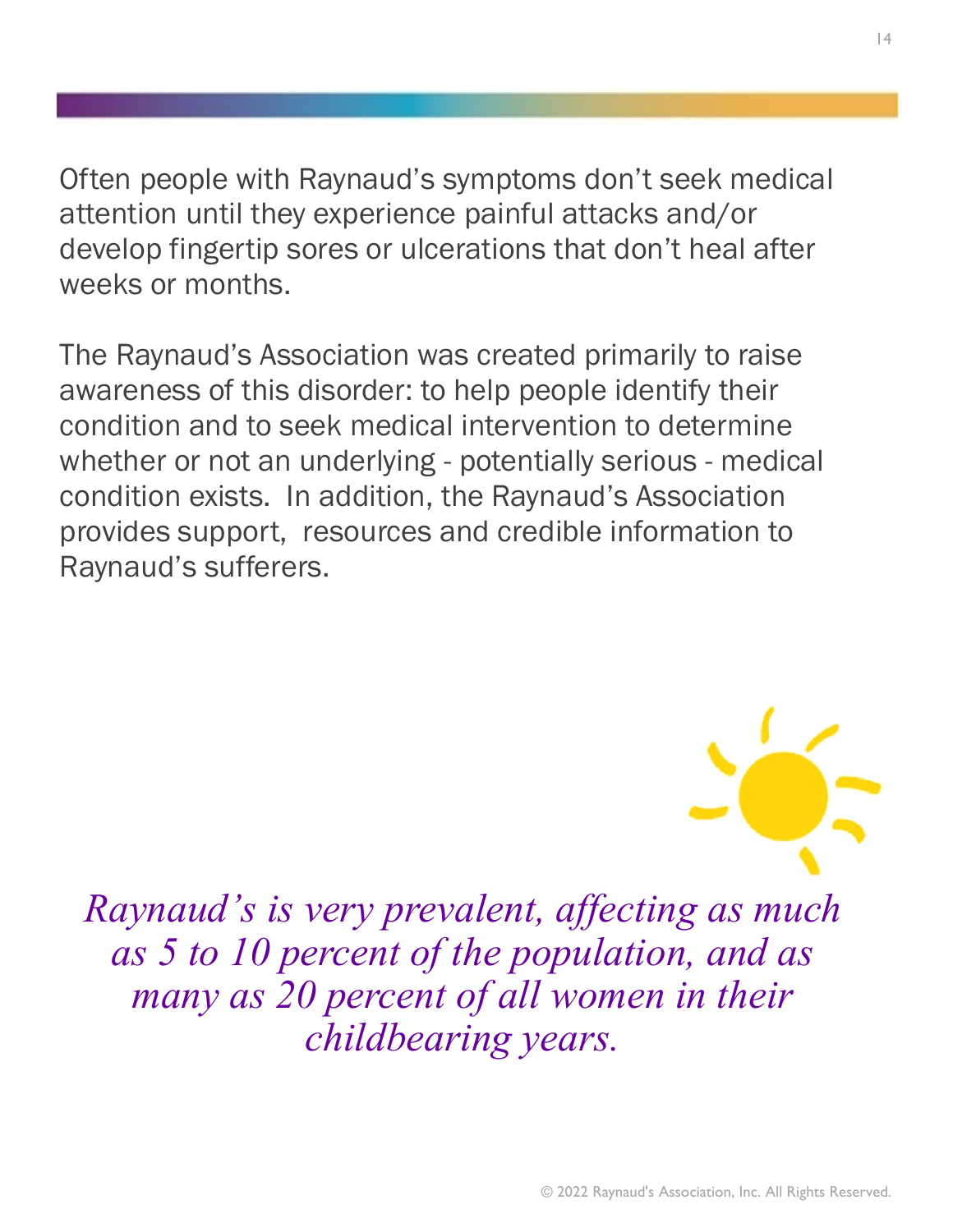Often people with Raynaud's symptoms don't seek medical attention until they experience painful attacks and/or develop fingertip sores or ulcerations that don't heal after weeks or months.

The Raynaud's Association was created primarily to raise awareness of this disorder: to help people identify their condition and to seek medical intervention to determine whether or not an underlying - potentially serious - medical condition exists. In addition, the Raynaud's Association provides support, resources and credible information to Raynaud's sufferers.

*Raynaud's is very prevalent, affecting as much as 5 to 10 percent of the population, and as many as 20 percent of all women in their childbearing years.*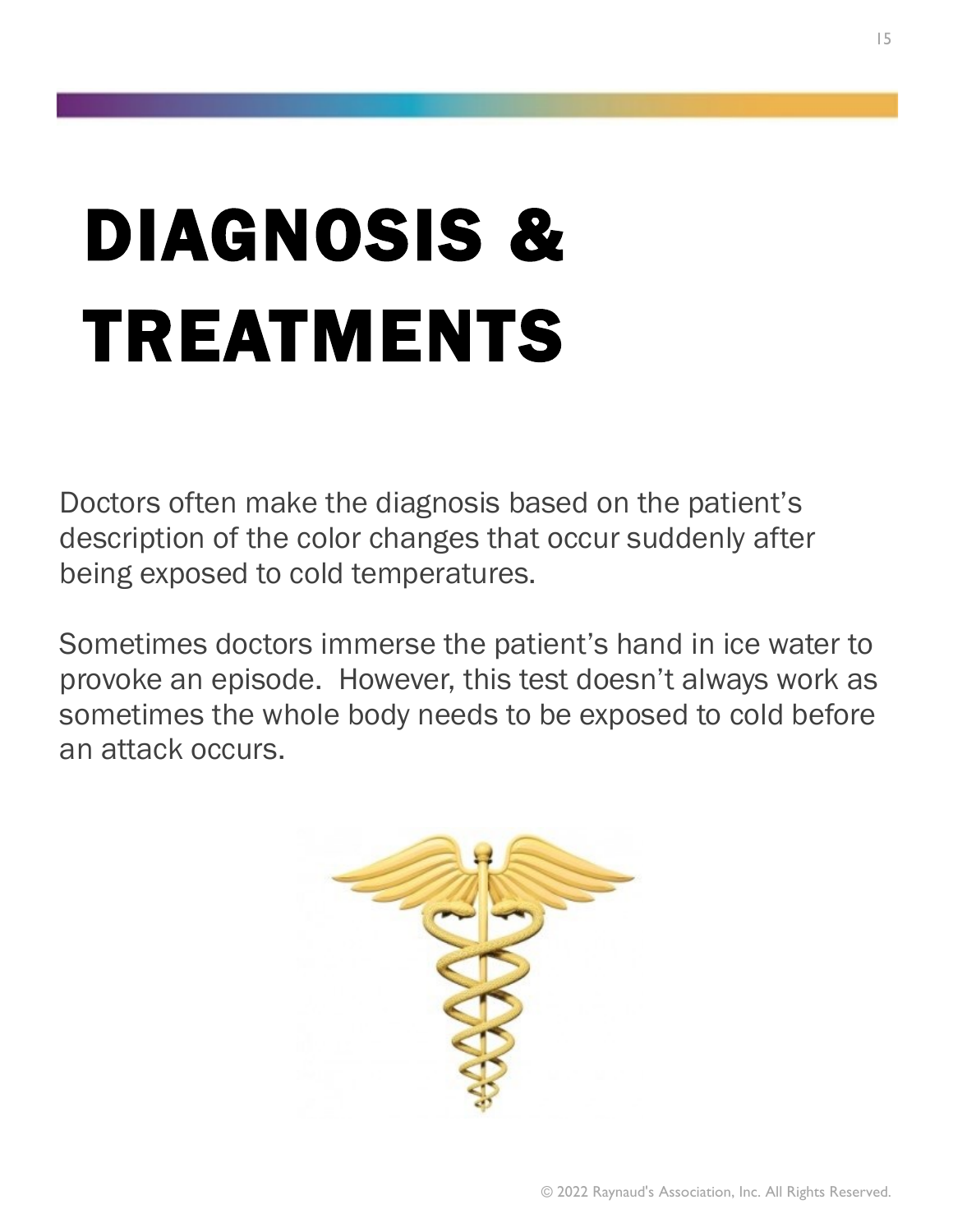# DIAGNOSIS & TREATMENTS

Doctors often make the diagnosis based on the patient's description of the color changes that occur suddenly after being exposed to cold temperatures.

Sometimes doctors immerse the patient's hand in ice water to provoke an episode. However, this test doesn't always work as sometimes the whole body needs to be exposed to cold before an attack occurs.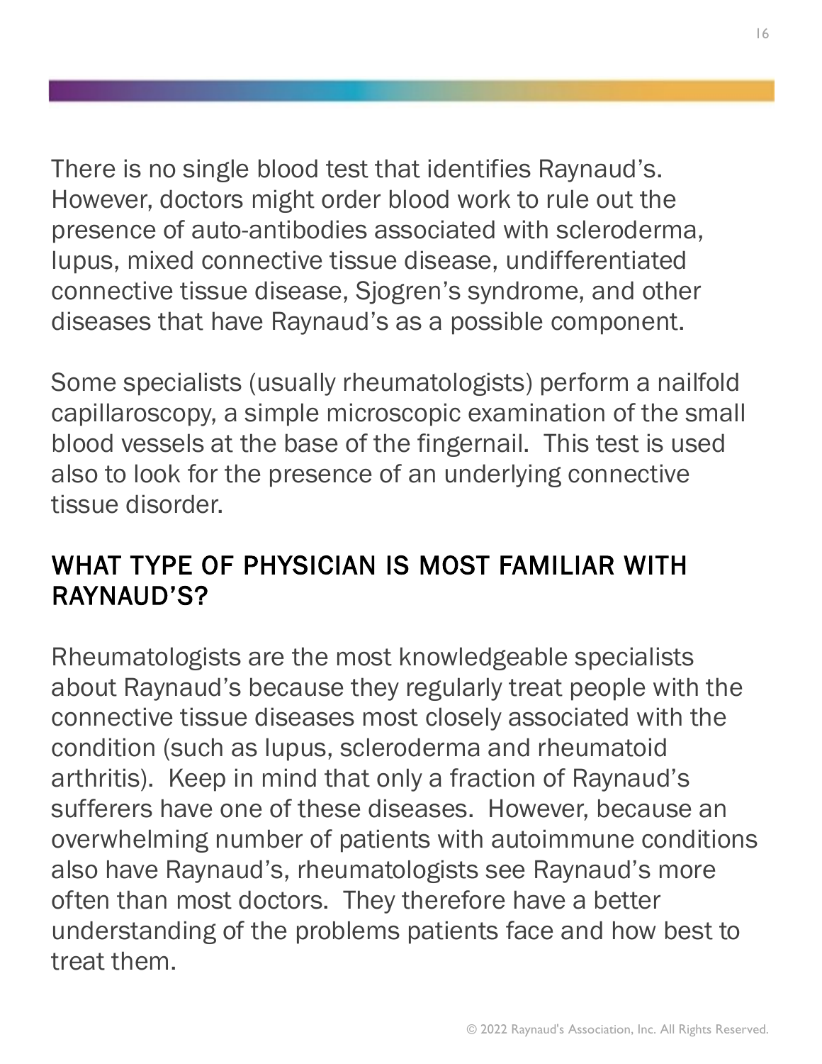There is no single blood test that identifies Raynaud's. However, doctors might order blood work to rule out the presence of auto-antibodies associated with scleroderma, lupus, mixed connective tissue disease, undifferentiated connective tissue disease, Sjogren's syndrome, and other diseases that have Raynaud's as a possible component.

Some specialists (usually rheumatologists) perform a nailfold capillaroscopy, a simple microscopic examination of the small blood vessels at the base of the fingernail. This test is used also to look for the presence of an underlying connective tissue disorder.

## WHAT TYPE OF PHYSICIAN IS MOST FAMILIAR WITH RAYNAUD'S?

Rheumatologists are the most knowledgeable specialists about Raynaud's because they regularly treat people with the connective tissue diseases most closely associated with the condition (such as lupus, scleroderma and rheumatoid arthritis). Keep in mind that only a fraction of Raynaud's sufferers have one of these diseases. However, because an overwhelming number of patients with autoimmune conditions also have Raynaud's, rheumatologists see Raynaud's more often than most doctors. They therefore have a better understanding of the problems patients face and how best to treat them.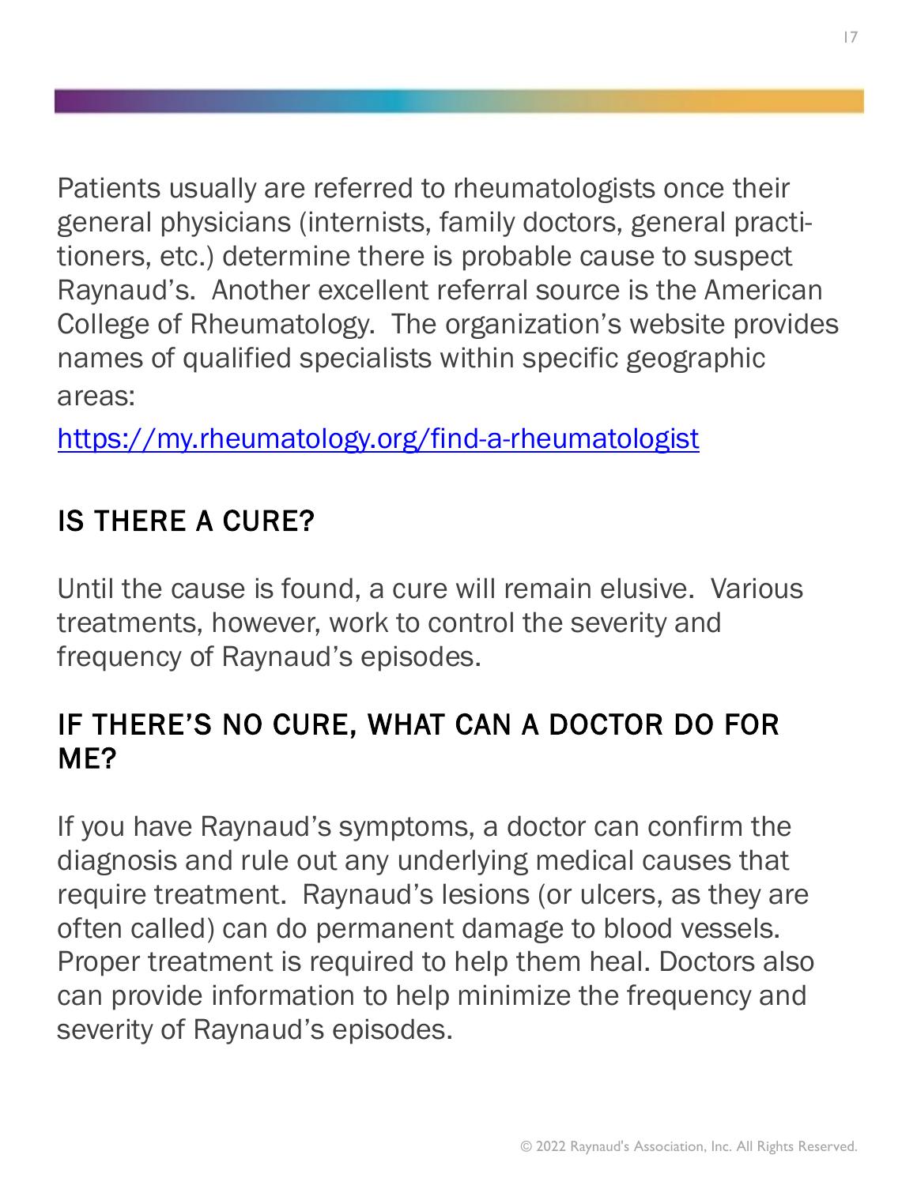Patients usually are referred to rheumatologists once their general physicians (internists, family doctors, general practitioners, etc.) determine there is probable cause to suspect Raynaud's. Another excellent referral source is the American College of Rheumatology. The organization's website provides names of qualified specialists within specific geographic areas:

https://my.rheumatology.org/find-a-rheumatologist

## IS THERE A CURE?

Until the cause is found, a cure will remain elusive. Various treatments, however, work to control the severity and frequency of Raynaud's episodes.

## IF THERE'S NO CURE, WHAT CAN A DOCTOR DO FOR ME?

If you have Raynaud's symptoms, a doctor can confirm the diagnosis and rule out any underlying medical causes that require treatment. Raynaud's lesions (or ulcers, as they are often called) can do permanent damage to blood vessels. Proper treatment is required to help them heal. Doctors also can provide information to help minimize the frequency and severity of Raynaud's episodes.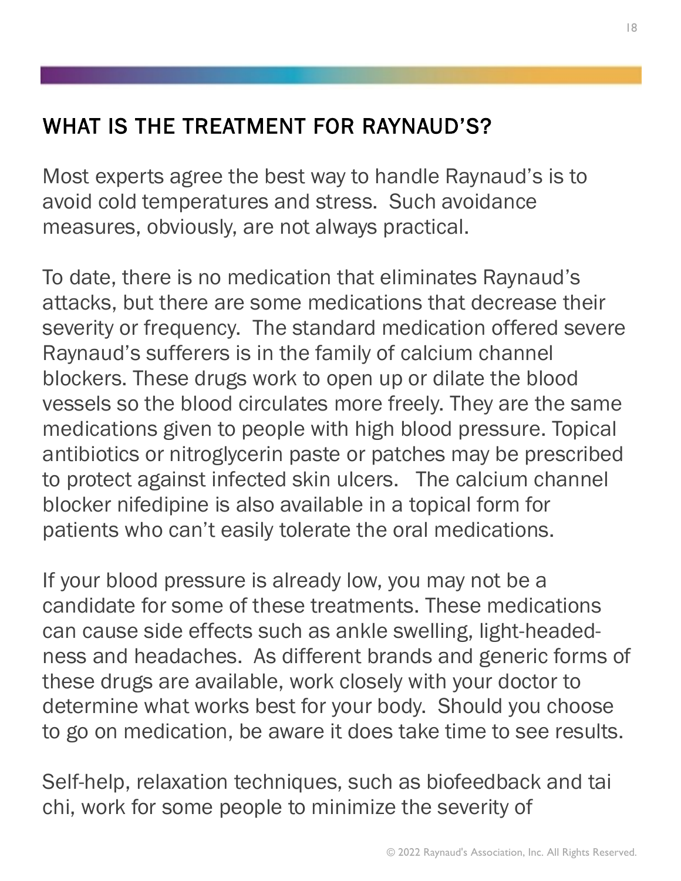## WHAT IS THE TREATMENT FOR RAYNAUD'S?

Most experts agree the best way to handle Raynaud's is to avoid cold temperatures and stress. Such avoidance measures, obviously, are not always practical.

To date, there is no medication that eliminates Raynaud's attacks, but there are some medications that decrease their severity or frequency. The standard medication offered severe Raynaud's sufferers is in the family of calcium channel blockers. These drugs work to open up or dilate the blood vessels so the blood circulates more freely. They are the same medications given to people with high blood pressure. Topical antibiotics or nitroglycerin paste or patches may be prescribed to protect against infected skin ulcers. The calcium channel blocker nifedipine is also available in a topical form for patients who can't easily tolerate the oral medications.

If your blood pressure is already low, you may not be a candidate for some of these treatments. These medications can cause side effects such as ankle swelling, light-headed-ness and headaches. As different brands and generic forms of these drugs are available, work closely with your doctor to determine what works best for your body. Should you choose to go on medication, be aware it does take time to see results.

Self-help, relaxation techniques, such as biofeedback and tai chi, work for some people to minimize the severity of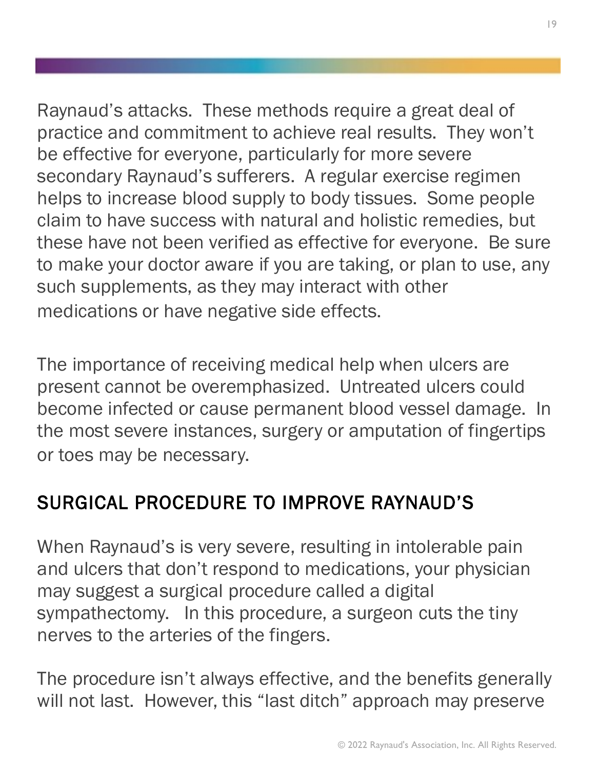Raynaud's attacks. These methods require a great deal of practice and commitment to achieve real results. They won't be effective for everyone, particularly for more severe secondary Raynaud's sufferers. A regular exercise regimen helps to increase blood supply to body tissues. Some people claim to have success with natural and holistic remedies, but these have not been verified as effective for everyone. Be sure to make your doctor aware if you are taking, or plan to use, any such supplements, as they may interact with other medications or have negative side effects.

The importance of receiving medical help when ulcers are present cannot be overemphasized. Untreated ulcers could become infected or cause permanent blood vessel damage. In the most severe instances, surgery or amputation of fingertips or toes may be necessary.

## SURGICAL PROCEDURE TO IMPROVE RAYNAUD'S

When Raynaud's is very severe, resulting in intolerable pain and ulcers that don't respond to medications, your physician may suggest a surgical procedure called a digital sympathectomy. In this procedure, a surgeon cuts the tiny nerves to the arteries of the fingers.

The procedure isn't always effective, and the benefits generally will not last. However, this "last ditch" approach may preserve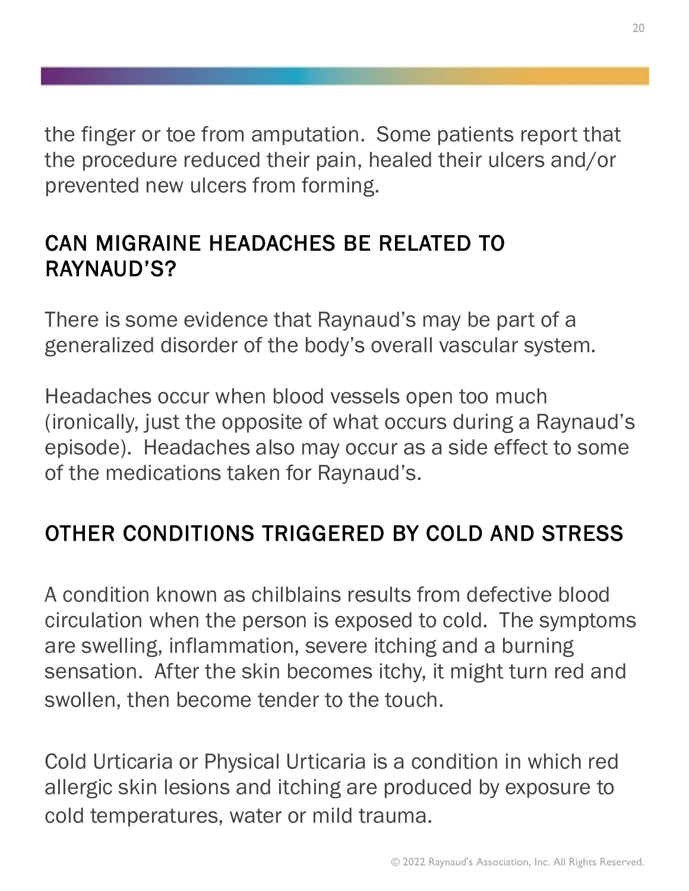the finger or toe from amputation. Some patients report that the procedure reduced their pain, healed their ulcers and/or prevented new ulcers from forming.

## CAN MIGRAINE HEADACHES BE RELATED TO RAYNAUD'S?

There is some evidence that Raynaud's may be part of a generalized disorder of the body's overall vascular system.

Headaches occur when blood vessels open too much (ironically, just the opposite of what occurs during a Raynaud's episode). Headaches also may occur as a side effect to some of the medications taken for Raynaud's.

## OTHER CONDITIONS TRIGGERED BY COLD AND STRESS

A condition known as chilblains results from defective blood circulation when the person is exposed to cold. The symptoms are swelling, inflammation, severe itching and a burning sensation. After the skin becomes itchy, it might turn red and swollen, then become tender to the touch.

Cold Urticaria or Physical Urticaria is a condition in which red allergic skin lesions and itching are produced by exposure to cold temperatures, water or mild trauma.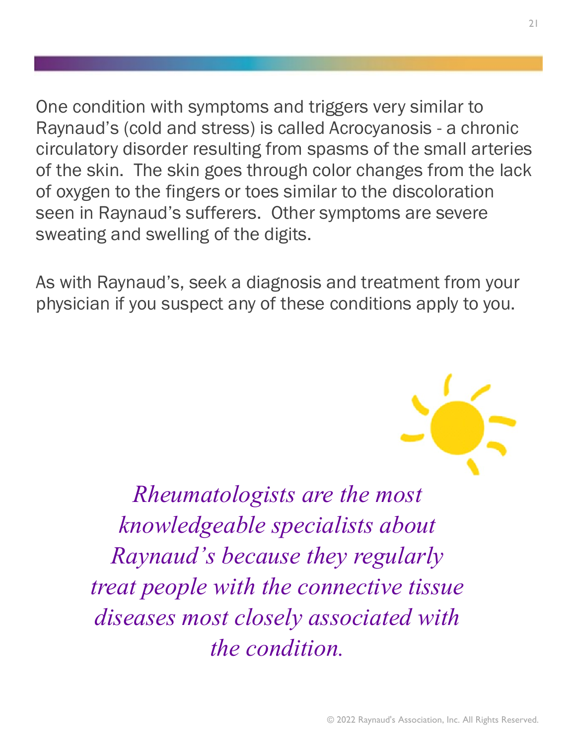One condition with symptoms and triggers very similar to Raynaud's (cold and stress) is called Acrocyanosis - a chronic circulatory disorder resulting from spasms of the small arteries of the skin. The skin goes through color changes from the lack of oxygen to the fingers or toes similar to the discoloration seen in Raynaud's sufferers. Other symptoms are severe sweating and swelling of the digits.

As with Raynaud's, seek a diagnosis and treatment from your physician if you suspect any of these conditions apply to you.

*Rheumatologists are the most knowledgeable specialists about Raynaud's because they regularly treat people with the connective tissue diseases most closely associated with the condition.*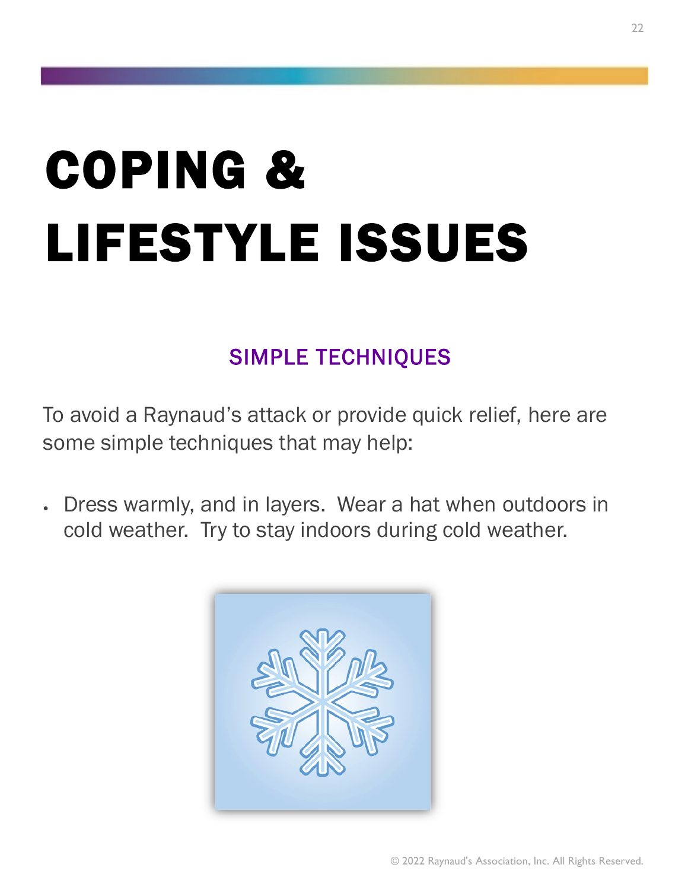# COPING & LIFESTYLE ISSUES

## SIMPLE TECHNIQUES

To avoid a Raynaud's attack or provide quick relief, here are some simple techniques that may help:

- Dress warmly, and in layers. Wear a hat when outdoors in cold weather. Try to stay indoors during cold weather.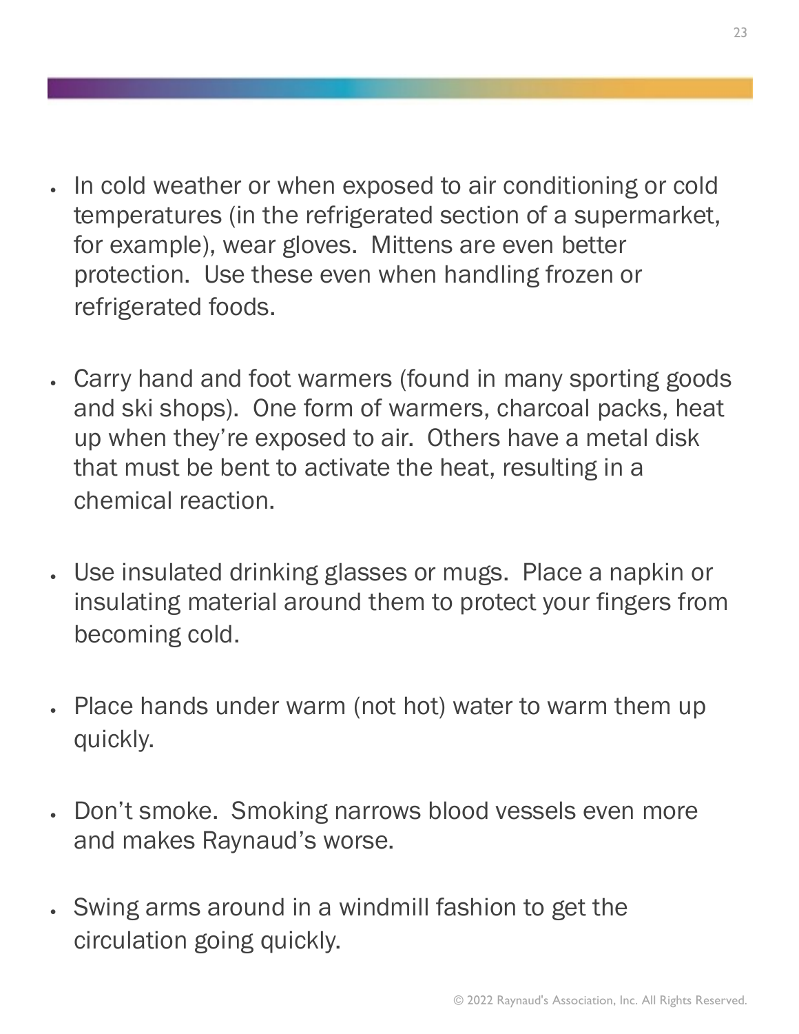- In cold weather or when exposed to air conditioning or cold temperatures (in the refrigerated section of a supermarket, for example), wear gloves. Mittens are even better protection. Use these even when handling frozen or refrigerated foods.

- Carry hand and foot warmers (found in many sporting goods and ski shops). One form of warmers, charcoal packs, heat up when they're exposed to air. Others have a metal disk that must be bent to activate the heat, resulting in a chemical reaction.

- Use insulated drinking glasses or mugs. Place a napkin or insulating material around them to protect your fingers from becoming cold.

- Place hands under warm (not hot) water to warm them up quickly.

- Don't smoke. Smoking narrows blood vessels even more and makes Raynaud's worse.

- Swing arms around in a windmill fashion to get the circulation going quickly.

© 2022 Raynaud's Association, Inc. All Rights Reserved.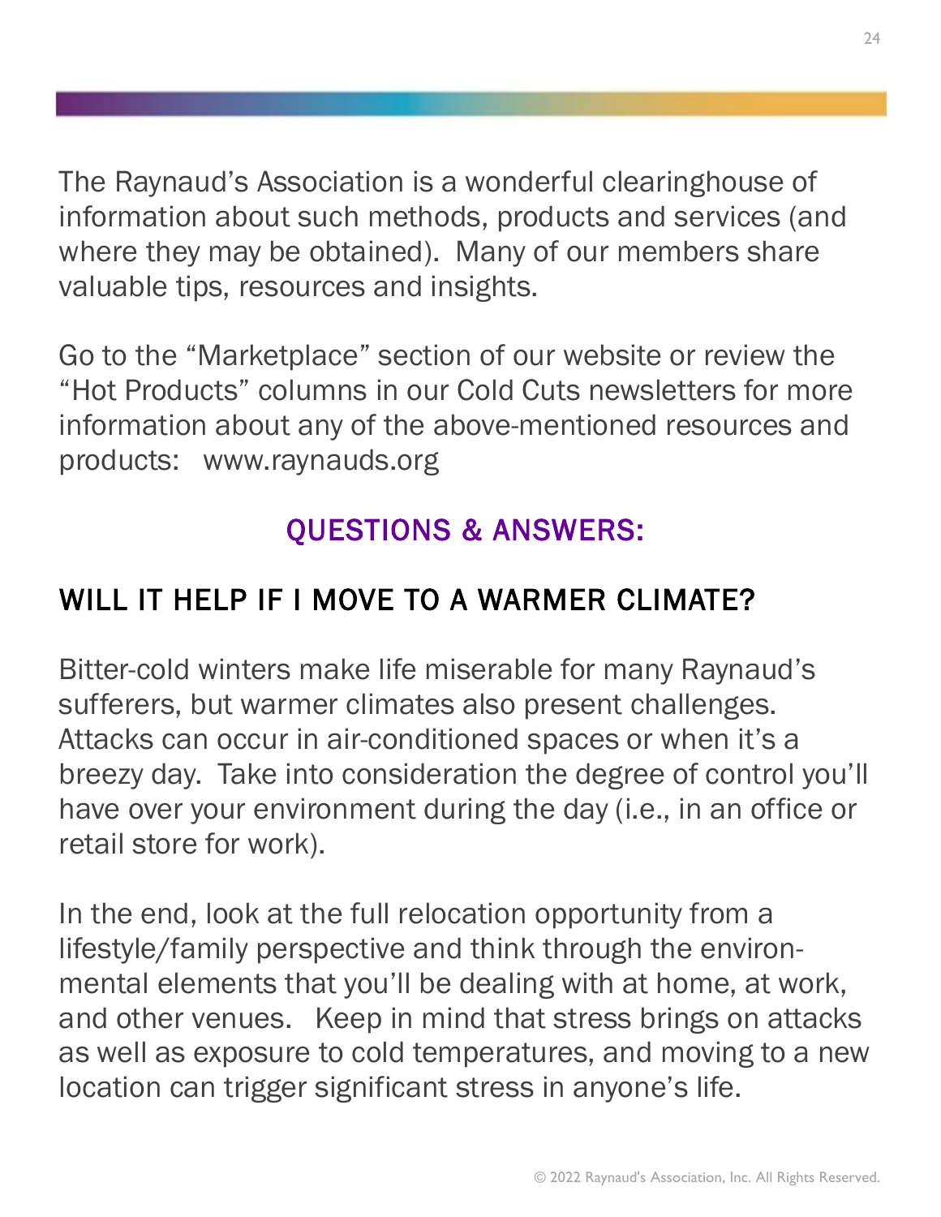The Raynaud's Association is a wonderful clearinghouse of information about such methods, products and services (and where they may be obtained). Many of our members share valuable tips, resources and insights.

Go to the "Marketplace" section of our website or review the "Hot Products" columns in our Cold Cuts newsletters for more information about any of the above-mentioned resources and products: www.raynauds.org

## QUESTIONS & ANSWERS:

### WILL IT HELP IF I MOVE TO A WARMER CLIMATE?

Bitter-cold winters make life miserable for many Raynaud's sufferers, but warmer climates also present challenges. Attacks can occur in air-conditioned spaces or when it's a breezy day. Take into consideration the degree of control you'll have over your environment during the day (i.e., in an office or retail store for work).

In the end, look at the full relocation opportunity from a lifestyle/family perspective and think through the environmental elements that you'll be dealing with at home, at work, and other venues. Keep in mind that stress brings on attacks as well as exposure to cold temperatures, and moving to a new location can trigger significant stress in anyone's life.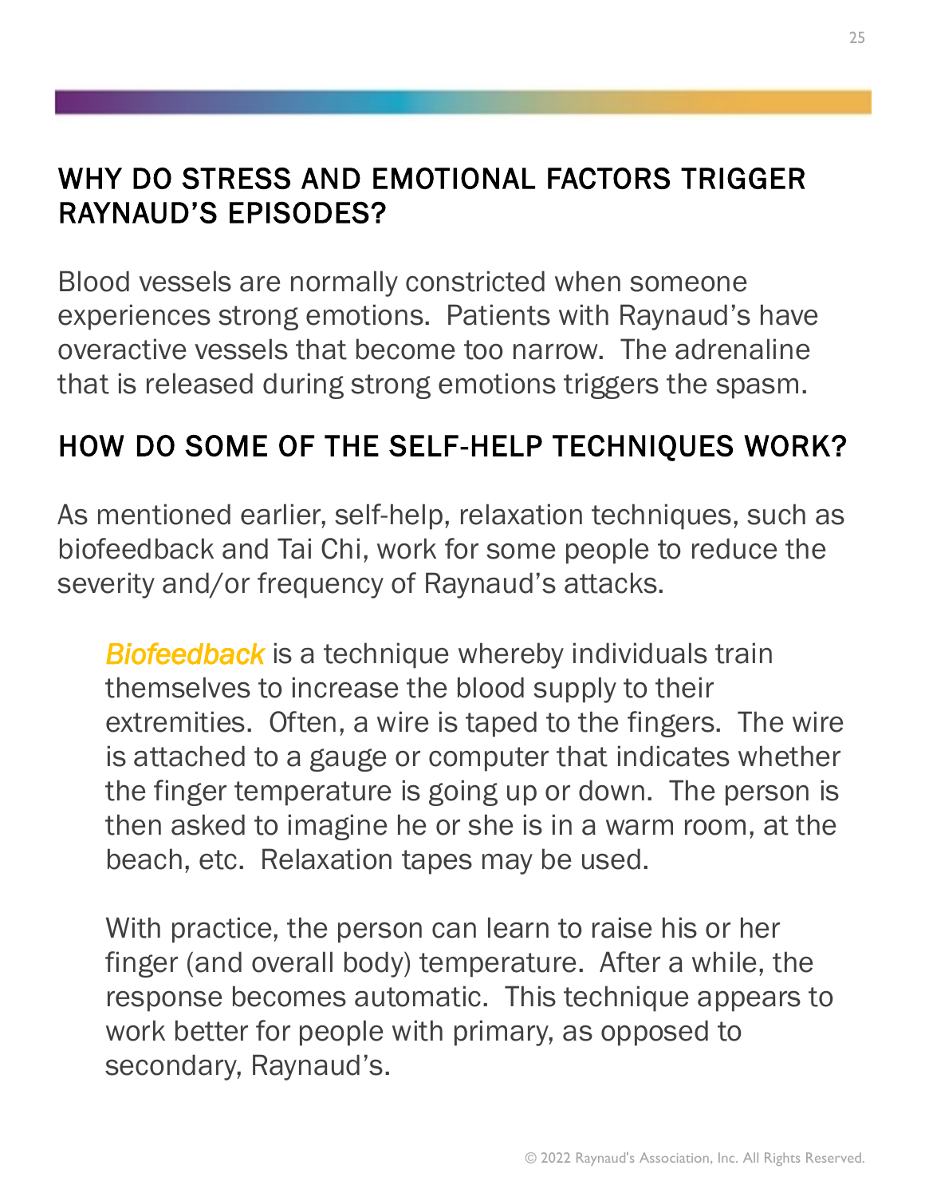## WHY DO STRESS AND EMOTIONAL FACTORS TRIGGER RAYNAUD'S EPISODES?

Blood vessels are normally constricted when someone experiences strong emotions. Patients with Raynaud's have overactive vessels that become too narrow. The adrenaline that is released during strong emotions triggers the spasm.

## HOW DO SOME OF THE SELF-HELP TECHNIQUES WORK?

As mentioned earlier, self-help, relaxation techniques, such as biofeedback and Tai Chi, work for some people to reduce the severity and/or frequency of Raynaud's attacks.

> ***Biofeedback*** is a technique whereby individuals train themselves to increase the blood supply to their extremities. Often, a wire is taped to the fingers. The wire is attached to a gauge or computer that indicates whether the finger temperature is going up or down. The person is then asked to imagine he or she is in a warm room, at the beach, etc. Relaxation tapes may be used.
>
> With practice, the person can learn to raise his or her finger (and overall body) temperature. After a while, the response becomes automatic. This technique appears to work better for people with primary, as opposed to secondary, Raynaud's.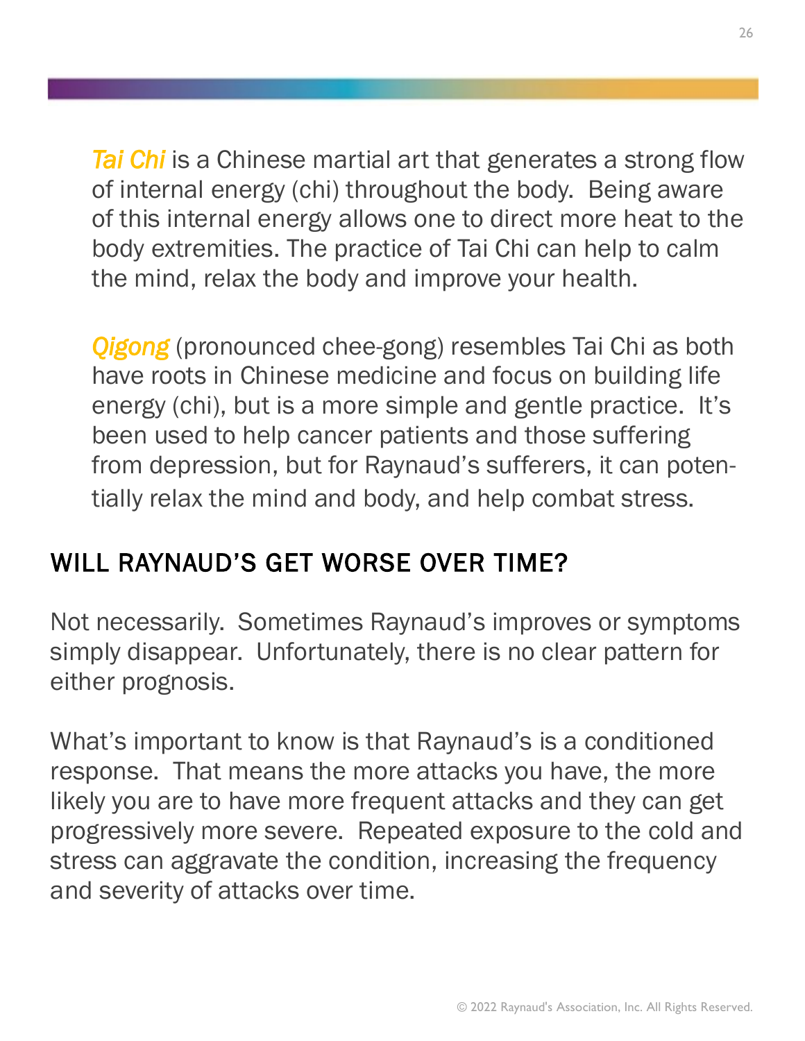*Tai Chi* is a Chinese martial art that generates a strong flow of internal energy (chi) throughout the body. Being aware of this internal energy allows one to direct more heat to the body extremities. The practice of Tai Chi can help to calm the mind, relax the body and improve your health.

*Qigong* (pronounced chee-gong) resembles Tai Chi as both have roots in Chinese medicine and focus on building life energy (chi), but is a more simple and gentle practice. It's been used to help cancer patients and those suffering from depression, but for Raynaud's sufferers, it can potentially relax the mind and body, and help combat stress.

## WILL RAYNAUD'S GET WORSE OVER TIME?

Not necessarily. Sometimes Raynaud's improves or symptoms simply disappear. Unfortunately, there is no clear pattern for either prognosis.

What's important to know is that Raynaud's is a conditioned response. That means the more attacks you have, the more likely you are to have more frequent attacks and they can get progressively more severe. Repeated exposure to the cold and stress can aggravate the condition, increasing the frequency and severity of attacks over time.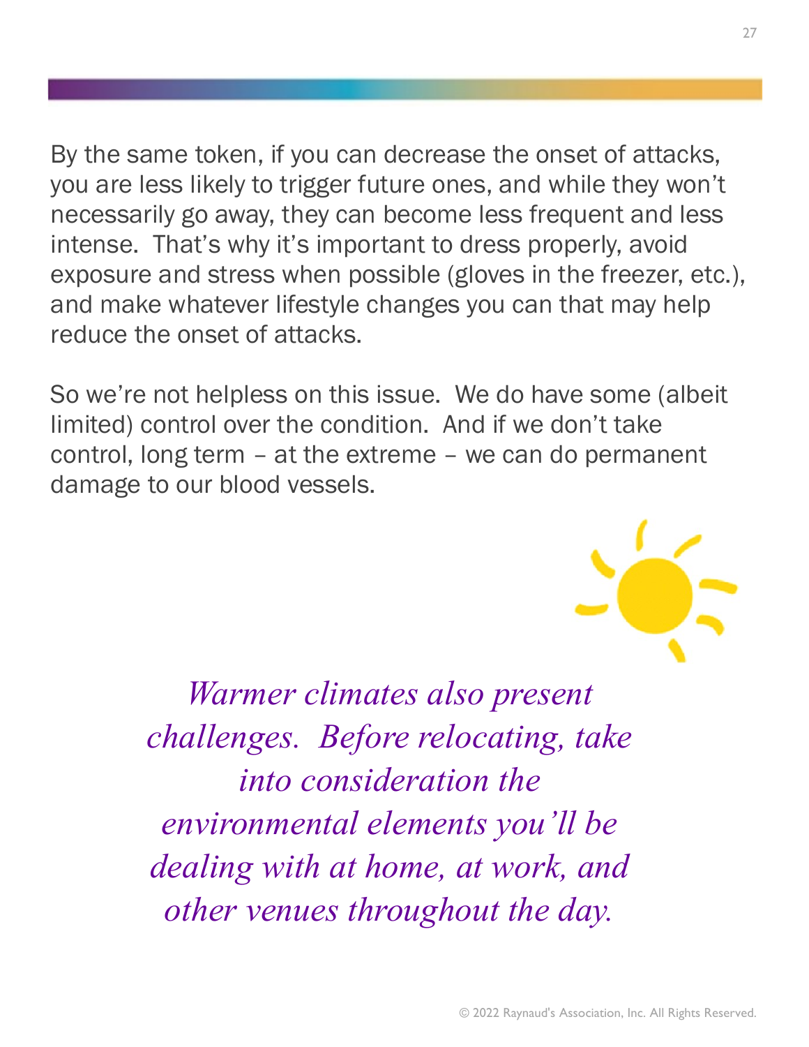By the same token, if you can decrease the onset of attacks, you are less likely to trigger future ones, and while they won't necessarily go away, they can become less frequent and less intense. That's why it's important to dress properly, avoid exposure and stress when possible (gloves in the freezer, etc.), and make whatever lifestyle changes you can that may help reduce the onset of attacks.

So we're not helpless on this issue. We do have some (albeit limited) control over the condition. And if we don't take control, long term – at the extreme – we can do permanent damage to our blood vessels.

*Warmer climates also present challenges. Before relocating, take into consideration the environmental elements you'll be dealing with at home, at work, and other venues throughout the day.*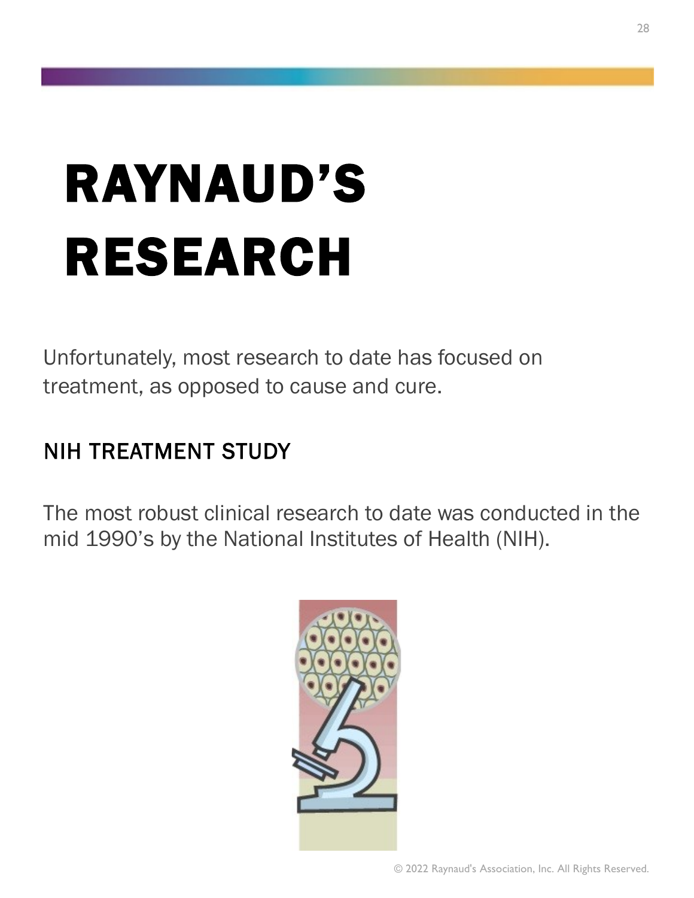# RAYNAUD'S RESEARCH

Unfortunately, most research to date has focused on treatment, as opposed to cause and cure.

## NIH TREATMENT STUDY

The most robust clinical research to date was conducted in the mid 1990's by the National Institutes of Health (NIH).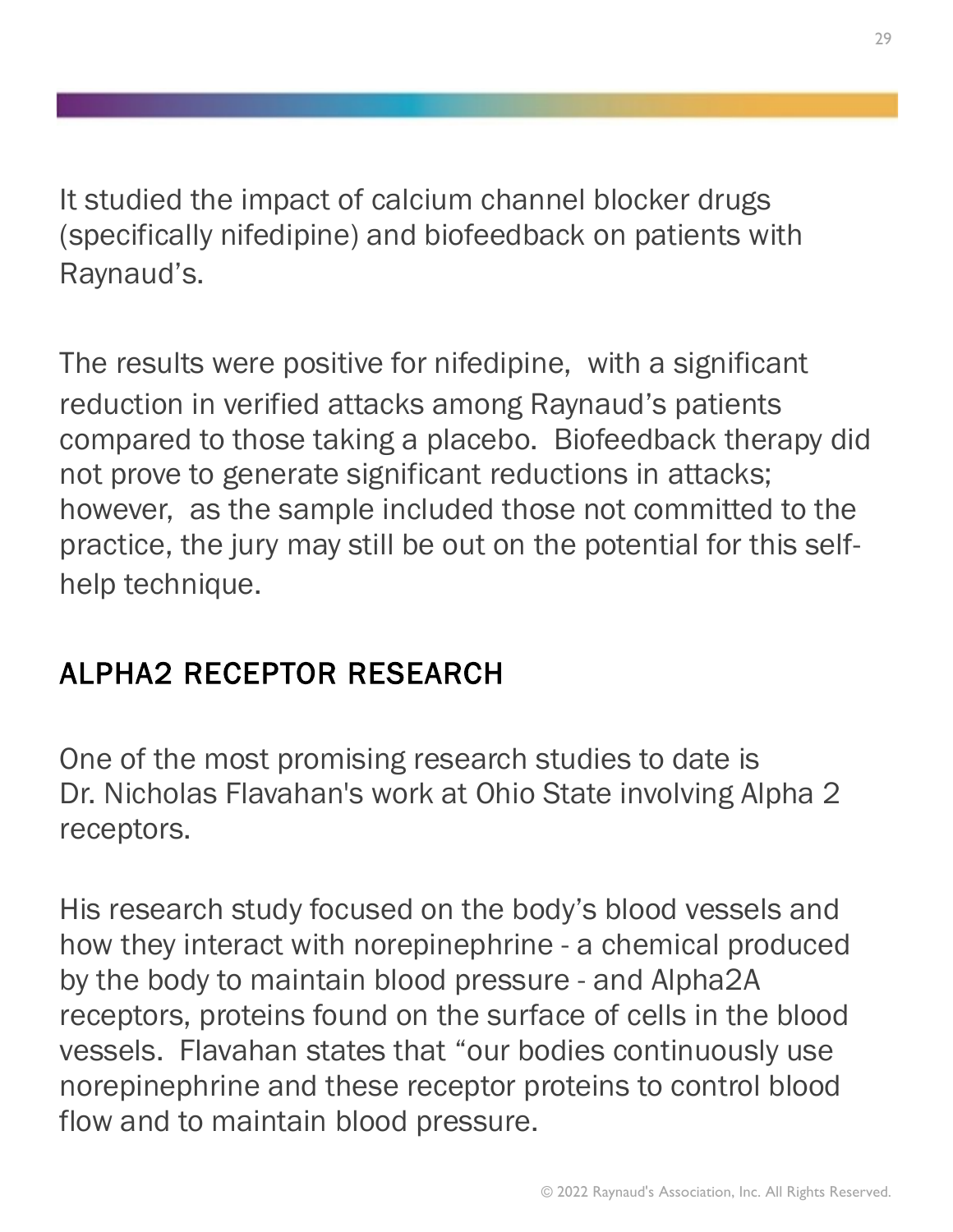It studied the impact of calcium channel blocker drugs (specifically nifedipine) and biofeedback on patients with Raynaud's.

The results were positive for nifedipine, with a significant reduction in verified attacks among Raynaud's patients compared to those taking a placebo. Biofeedback therapy did not prove to generate significant reductions in attacks; however, as the sample included those not committed to the practice, the jury may still be out on the potential for this self-help technique.

## ALPHA2 RECEPTOR RESEARCH

One of the most promising research studies to date is Dr. Nicholas Flavahan's work at Ohio State involving Alpha 2 receptors.

His research study focused on the body's blood vessels and how they interact with norepinephrine - a chemical produced by the body to maintain blood pressure - and Alpha2A receptors, proteins found on the surface of cells in the blood vessels. Flavahan states that "our bodies continuously use norepinephrine and these receptor proteins to control blood flow and to maintain blood pressure.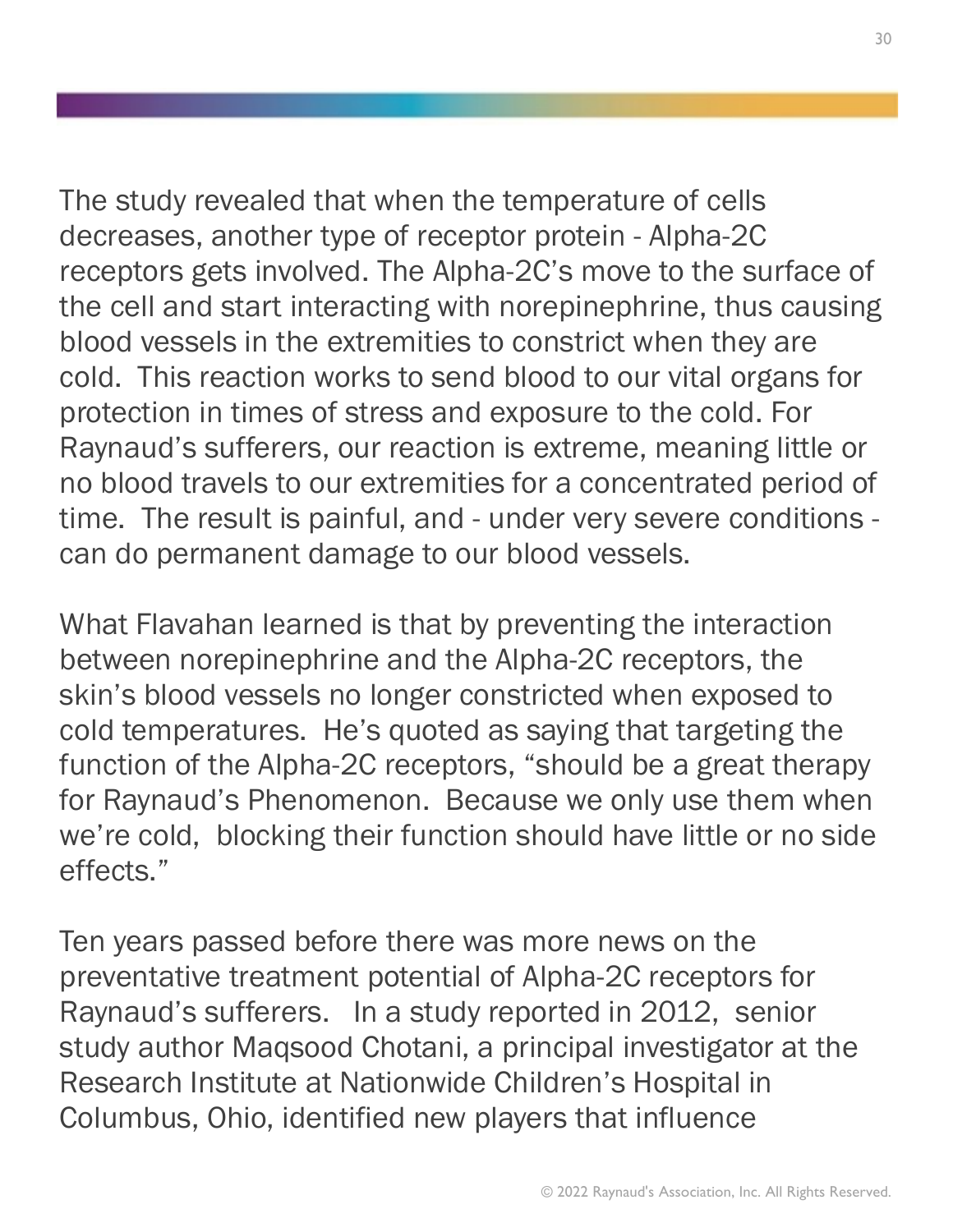The study revealed that when the temperature of cells decreases, another type of receptor protein - Alpha-2C receptors gets involved. The Alpha-2C's move to the surface of the cell and start interacting with norepinephrine, thus causing blood vessels in the extremities to constrict when they are cold. This reaction works to send blood to our vital organs for protection in times of stress and exposure to the cold. For Raynaud's sufferers, our reaction is extreme, meaning little or no blood travels to our extremities for a concentrated period of time. The result is painful, and - under very severe conditions - can do permanent damage to our blood vessels.

What Flavahan learned is that by preventing the interaction between norepinephrine and the Alpha-2C receptors, the skin's blood vessels no longer constricted when exposed to cold temperatures. He's quoted as saying that targeting the function of the Alpha-2C receptors, "should be a great therapy for Raynaud's Phenomenon. Because we only use them when we're cold, blocking their function should have little or no side effects."

Ten years passed before there was more news on the preventative treatment potential of Alpha-2C receptors for Raynaud's sufferers. In a study reported in 2012, senior study author Maqsood Chotani, a principal investigator at the Research Institute at Nationwide Children's Hospital in Columbus, Ohio, identified new players that influence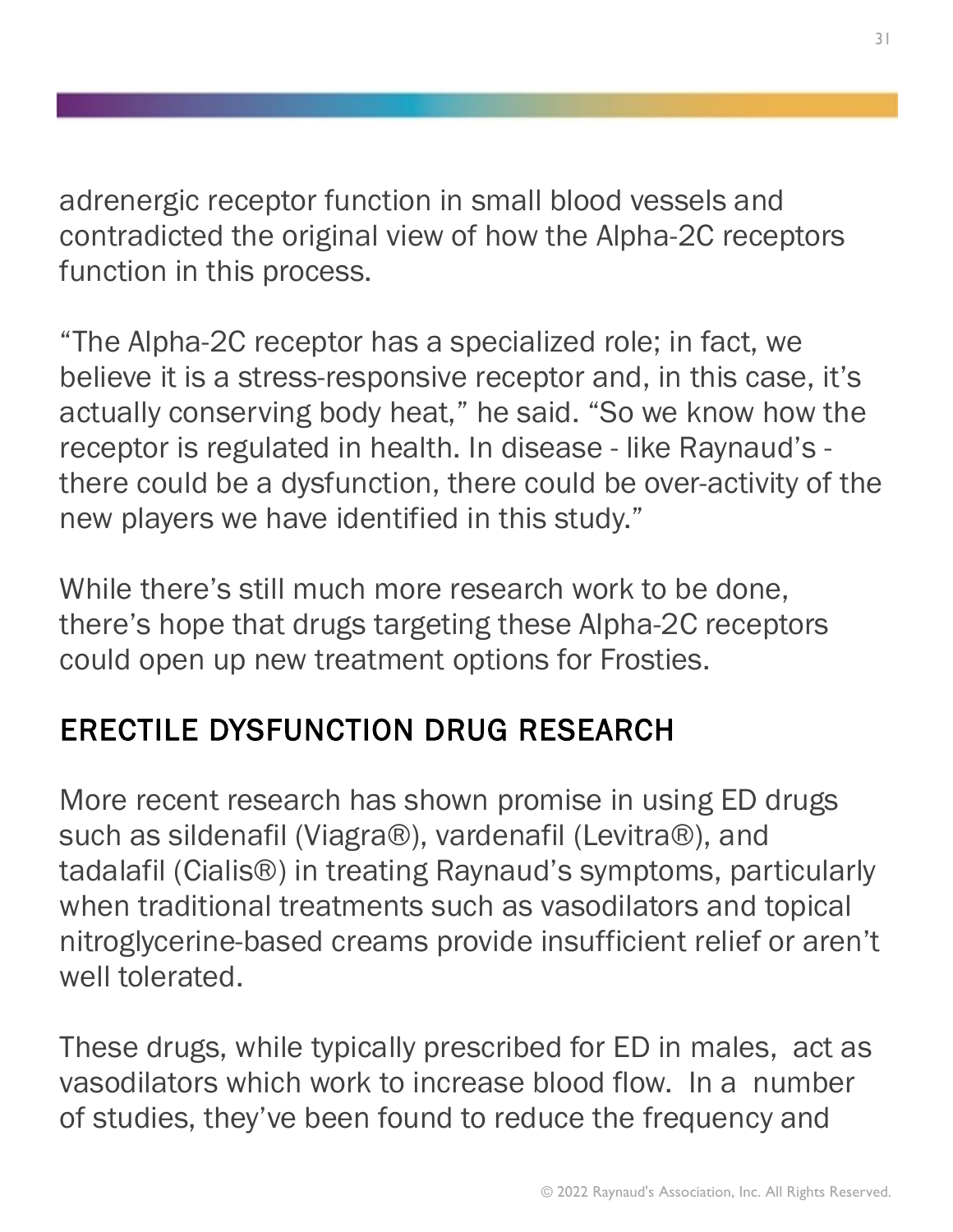adrenergic receptor function in small blood vessels and contradicted the original view of how the Alpha-2C receptors function in this process.

"The Alpha-2C receptor has a specialized role; in fact, we believe it is a stress-responsive receptor and, in this case, it's actually conserving body heat," he said. "So we know how the receptor is regulated in health. In disease - like Raynaud's - there could be a dysfunction, there could be over-activity of the new players we have identified in this study."

While there's still much more research work to be done, there's hope that drugs targeting these Alpha-2C receptors could open up new treatment options for Frosties.

## ERECTILE DYSFUNCTION DRUG RESEARCH

More recent research has shown promise in using ED drugs such as sildenafil (Viagra®), vardenafil (Levitra®), and tadalafil (Cialis®) in treating Raynaud's symptoms, particularly when traditional treatments such as vasodilators and topical nitroglycerine-based creams provide insufficient relief or aren't well tolerated.

These drugs, while typically prescribed for ED in males, act as vasodilators which work to increase blood flow. In a number of studies, they've been found to reduce the frequency and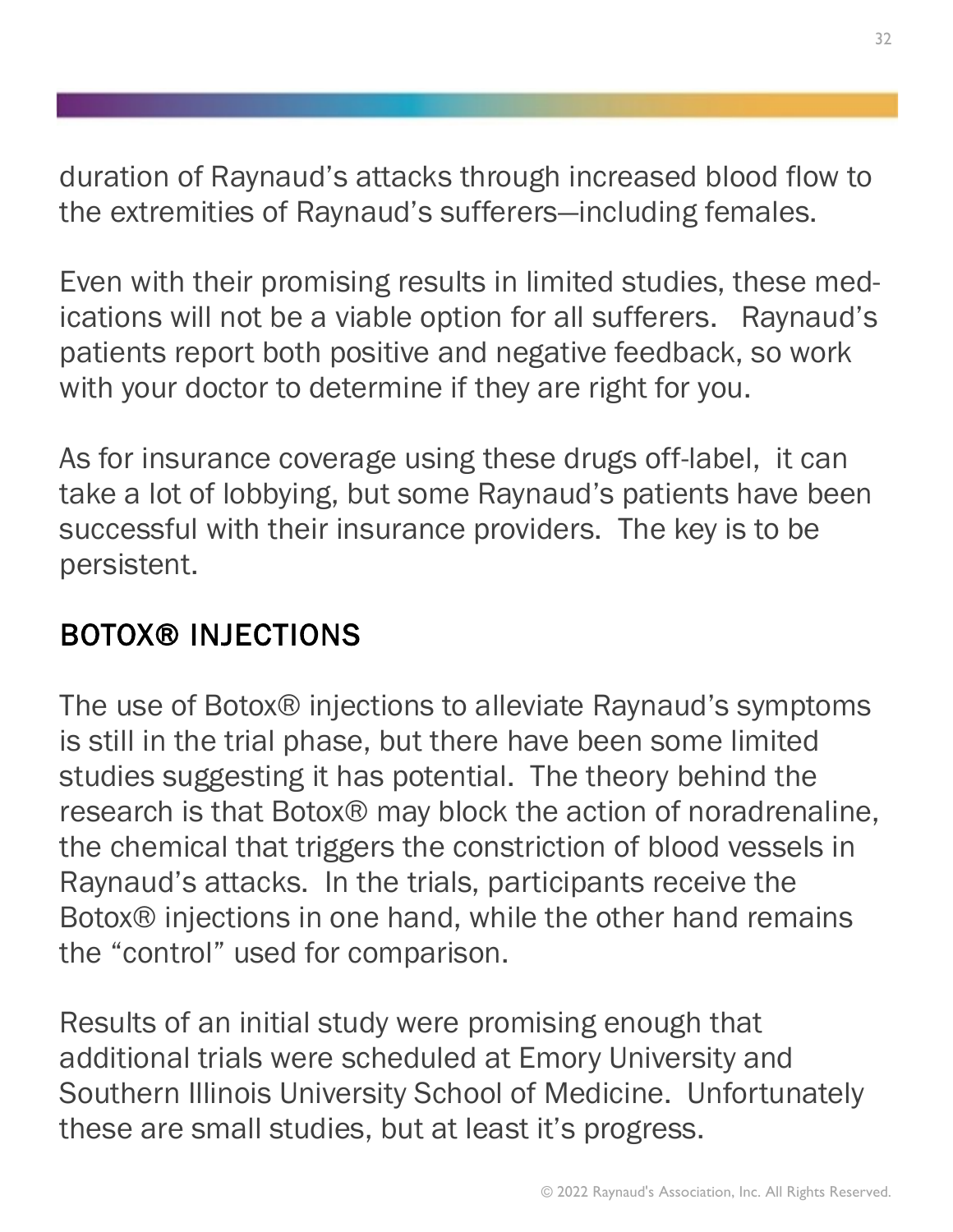duration of Raynaud's attacks through increased blood flow to the extremities of Raynaud's sufferers—including females.

Even with their promising results in limited studies, these medications will not be a viable option for all sufferers. Raynaud's patients report both positive and negative feedback, so work with your doctor to determine if they are right for you.

As for insurance coverage using these drugs off-label, it can take a lot of lobbying, but some Raynaud's patients have been successful with their insurance providers. The key is to be persistent.

## BOTOX® INJECTIONS

The use of Botox® injections to alleviate Raynaud's symptoms is still in the trial phase, but there have been some limited studies suggesting it has potential. The theory behind the research is that Botox® may block the action of noradrenaline, the chemical that triggers the constriction of blood vessels in Raynaud's attacks. In the trials, participants receive the Botox® injections in one hand, while the other hand remains the "control" used for comparison.

Results of an initial study were promising enough that additional trials were scheduled at Emory University and Southern Illinois University School of Medicine. Unfortunately these are small studies, but at least it's progress.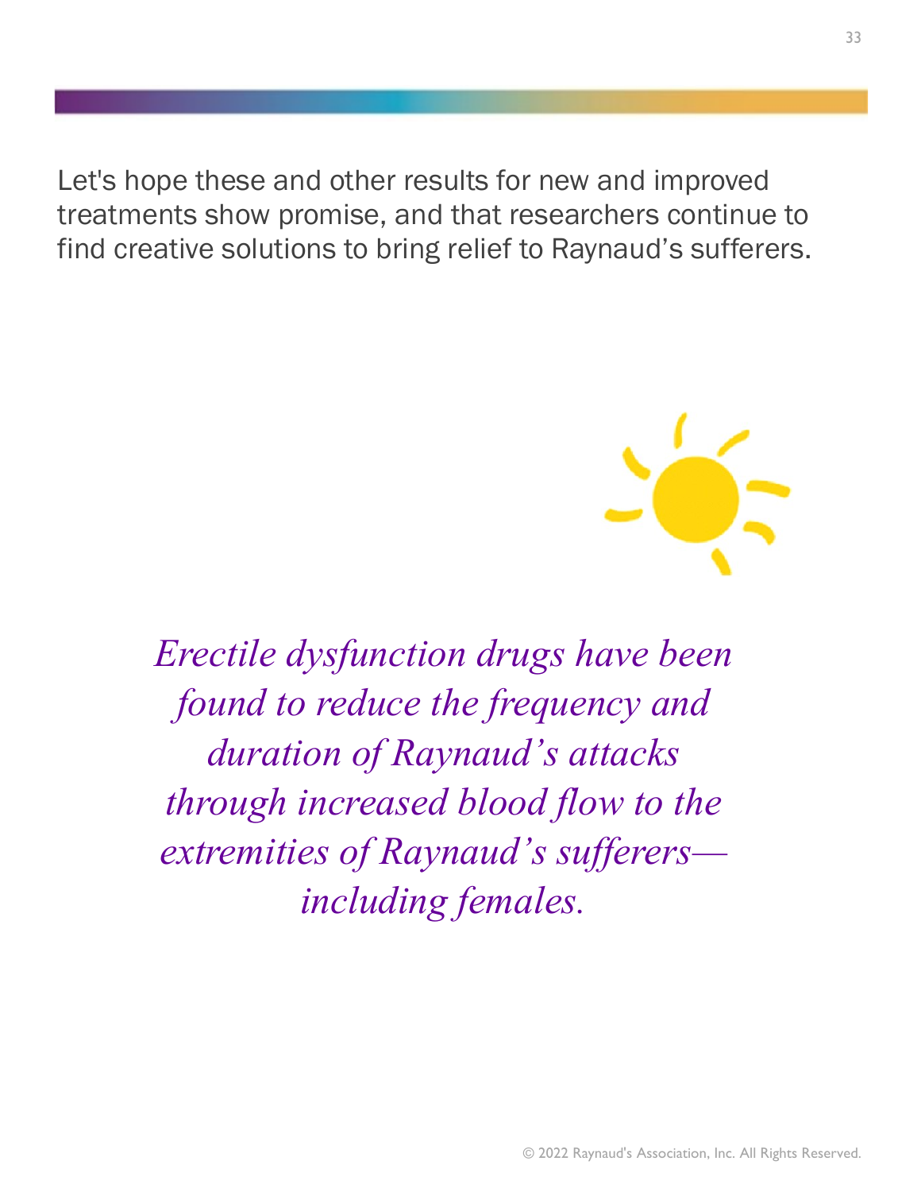Let's hope these and other results for new and improved treatments show promise, and that researchers continue to find creative solutions to bring relief to Raynaud's sufferers.

*Erectile dysfunction drugs have been found to reduce the frequency and duration of Raynaud's attacks through increased blood flow to the extremities of Raynaud's sufferers—including females.*

© 2022 Raynaud's Association, Inc. All Rights Reserved.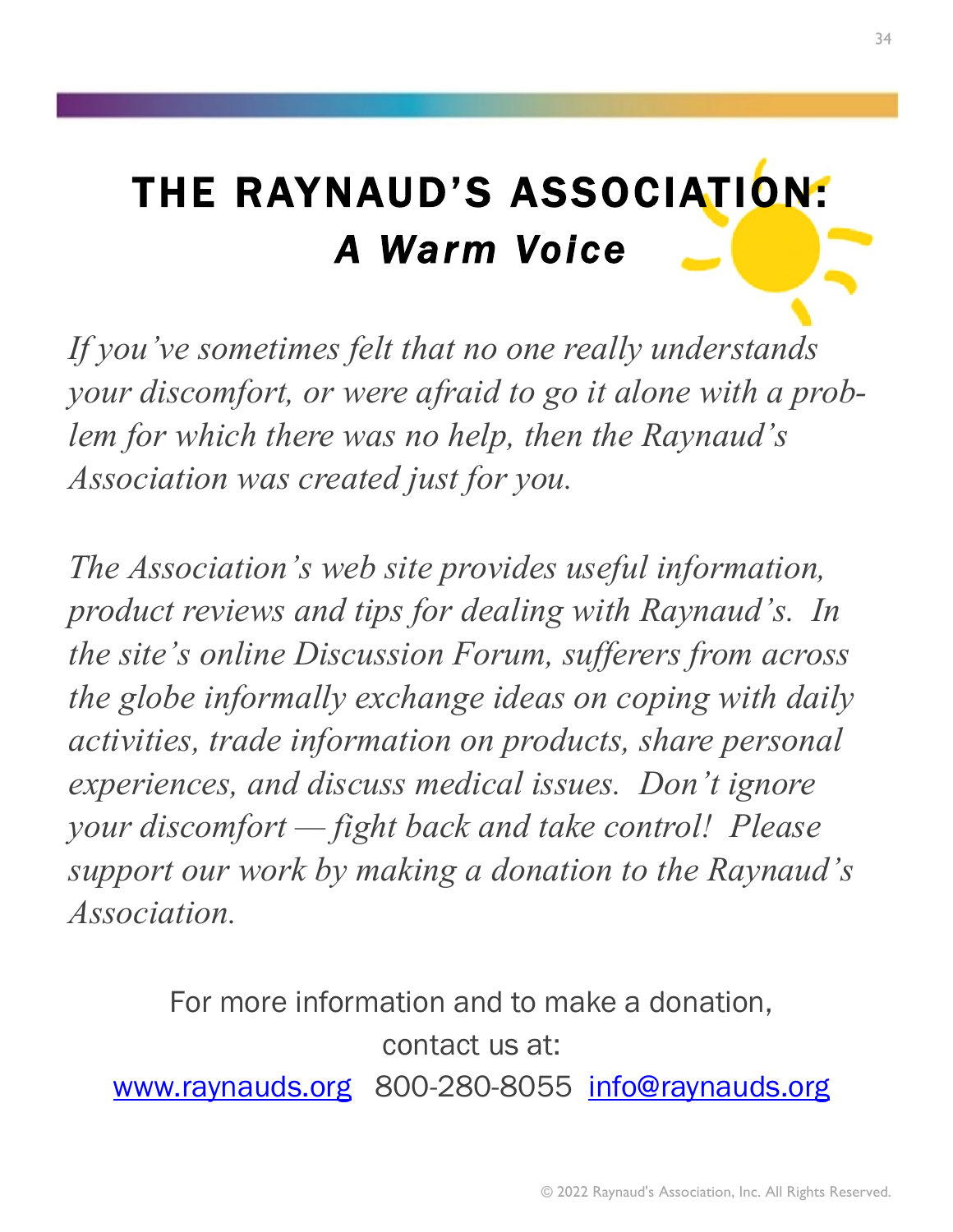# THE RAYNAUD'S ASSOCIATION: *A Warm Voice*

*If you've sometimes felt that no one really understands your discomfort, or were afraid to go it alone with a problem for which there was no help, then the Raynaud's Association was created just for you.*

*The Association's web site provides useful information, product reviews and tips for dealing with Raynaud's. In the site's online Discussion Forum, sufferers from across the globe informally exchange ideas on coping with daily activities, trade information on products, share personal experiences, and discuss medical issues. Don't ignore your discomfort — fight back and take control! Please support our work by making a donation to the Raynaud's Association.*

For more information and to make a donation, contact us at:

www.raynauds.org 800-280-8055 info@raynauds.org

© 2022 Raynaud's Association, Inc. All Rights Reserved.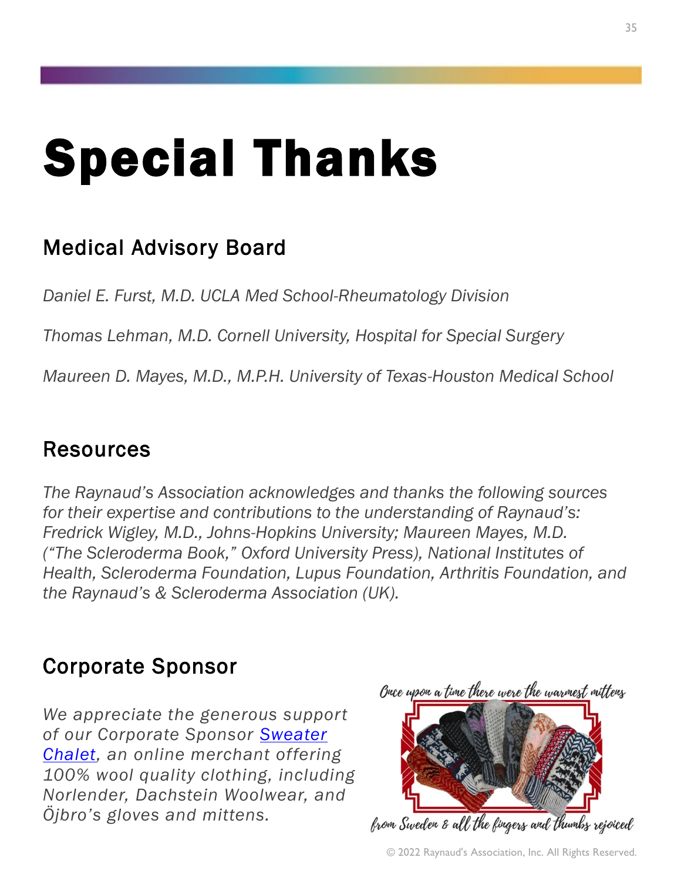# Special Thanks

## Medical Advisory Board

*Daniel E. Furst, M.D. UCLA Med School-Rheumatology Division*

*Thomas Lehman, M.D. Cornell University, Hospital for Special Surgery*

*Maureen D. Mayes, M.D., M.P.H. University of Texas-Houston Medical School*

## Resources

*The Raynaud's Association acknowledges and thanks the following sources for their expertise and contributions to the understanding of Raynaud's: Fredrick Wigley, M.D., Johns-Hopkins University; Maureen Mayes, M.D. ("The Scleroderma Book," Oxford University Press), National Institutes of Health, Scleroderma Foundation, Lupus Foundation, Arthritis Foundation, and the Raynaud's & Scleroderma Association (UK).*

## Corporate Sponsor

*We appreciate the generous support of our Corporate Sponsor [Sweater Chalet], an online merchant offering 100% wool quality clothing, including Norlender, Dachstein Woolwear, and Öjbro's gloves and mittens.*

Once upon a time there were the warmest mittens from Sweden & all the fingers and thumbs rejoiced

© 2022 Raynaud's Association, Inc. All Rights Reserved.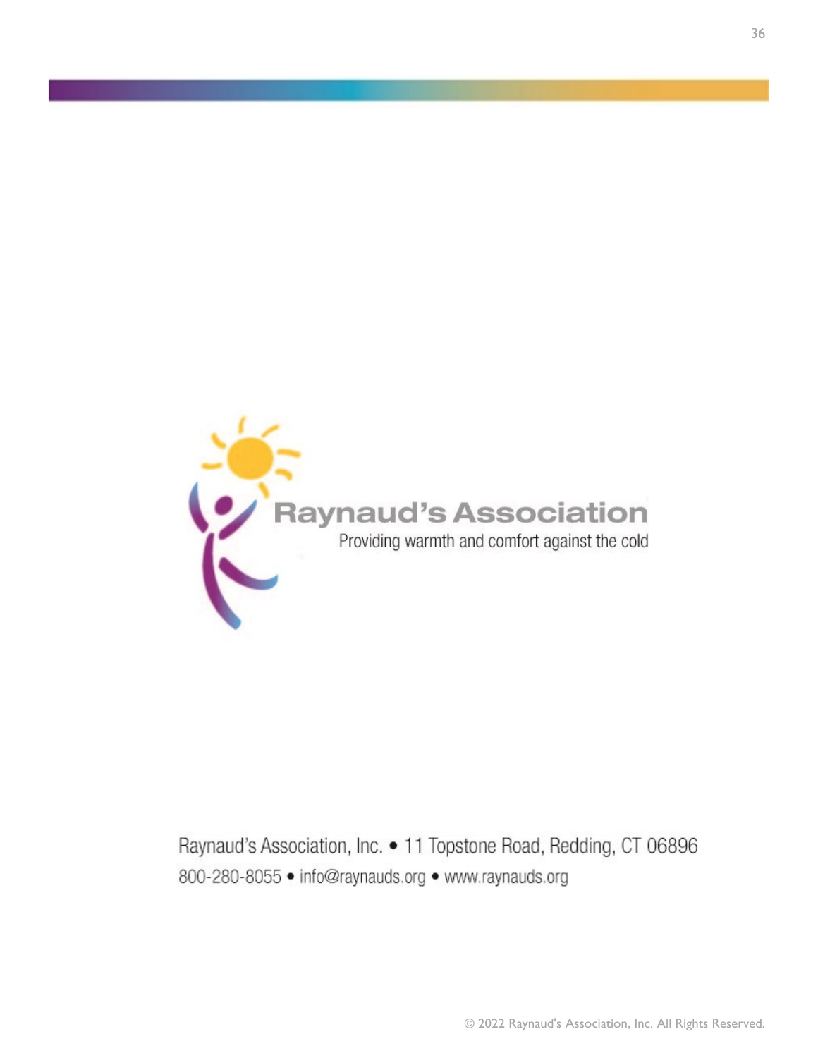Raynaud's Association

Providing warmth and comfort against the cold

Raynaud's Association, Inc. • 11 Topstone Road, Redding, CT 06896

800-280-8055 • info@raynauds.org • www.raynauds.org

© 2022 Raynaud's Association, Inc. All Rights Reserved.